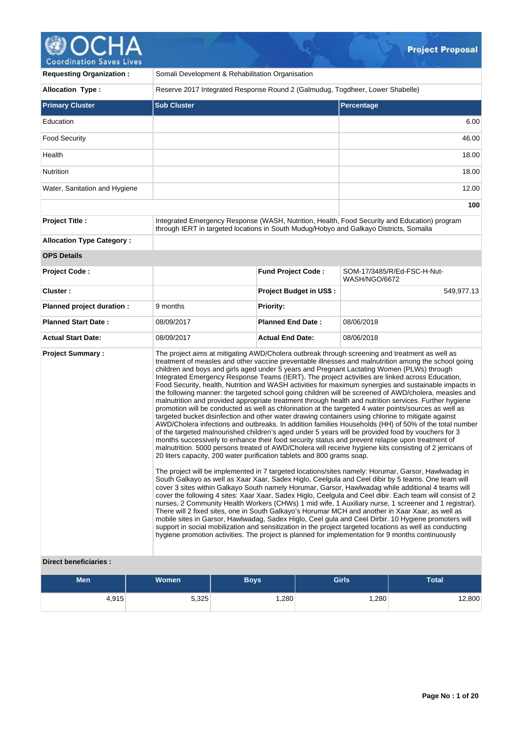# Project Proposal

| | |
|---|---|
| **Requesting Organization :** | Somali Development & Rehabilitation Organisation |
| **Allocation Type :** | Reserve 2017 Integrated Response Round 2 (Galmudug, Togdheer, Lower Shabelle) |

| Primary Cluster | Sub Cluster | Percentage |
|---|---|---|
| Education | | 6.00 |
| Food Security | | 46.00 |
| Health | | 18.00 |
| Nutrition | | 18.00 |
| Water, Sanitation and Hygiene | | 12.00 |
| | | **100** |

| | |
|---|---|
| **Project Title :** | Integrated Emergency Response (WASH, Nutrition, Health, Food Security and Education) program through IERT in targeted locations in South Mudug/Hobyo and Galkayo Districts, Somalia |
| **Allocation Type Category :** | |

**OPS Details**

| | | | |
|---|---|---|---|
| **Project Code :** | | **Fund Project Code :** | SOM-17/3485/R/Ed-FSC-H-Nut-WASH/NGO/6672 |
| **Cluster :** | | **Project Budget in US$ :** | 549,977.13 |
| **Planned project duration :** | 9 months | **Priority:** | |
| **Planned Start Date :** | 08/09/2017 | **Planned End Date :** | 08/06/2018 |
| **Actual Start Date:** | 08/09/2017 | **Actual End Date:** | 08/06/2018 |

**Project Summary :**

The project aims at mitigating AWD/Cholera outbreak through screening and treatment as well as treatment of measles and other vaccine preventable illnesses and malnutrition among the school going children and boys and girls aged under 5 years and Pregnant Lactating Women (PLWs) through Integrated Emergency Response Teams (IERT). The project activities are linked across Education, Food Security, health, Nutrition and WASH activities for maximum synergies and sustainable impacts in the following manner: the targeted school going children will be screened of AWD/cholera, measles and malnutrition and provided appropriate treatment through health and nutrition services. Further hygiene promotion will be conducted as well as chlorination at the targeted 4 water points/sources as well as targeted bucket disinfection and other water drawing containers using chlorine to mitigate against AWD/Cholera infections and outbreaks. In addition families Households (HH) of 50% of the total number of the targeted malnourished children's aged under 5 years will be provided food by vouchers for 3 months successively to enhance their food security status and prevent relapse upon treatment of malnutrition. 5000 persons treated of AWD/Cholera will receive hygiene kits consisting of 2 jerricans of 20 liters capacity, 200 water purification tablets and 800 grams soap.

The project will be implemented in 7 targeted locations/sites namely: Horumar, Garsor, Hawlwadag in South Galkayo as well as Xaar Xaar, Sadex Higlo, Ceelgula and Ceel dibir by 5 teams. One team will cover 3 sites within Galkayo South namely Horumar, Garsor, Hawlwadag while additional 4 teams will cover the following 4 sites: Xaar Xaar, Sadex Higlo, Ceelgula and Ceel dibir. Each team will consist of 2 nurses, 2 Community Health Workers (CHWs) 1 mid wife, 1 Auxiliary nurse, 1 screener and 1 registrar). There will 2 fixed sites, one in South Galkayo's Horumar MCH and another in Xaar Xaar, as well as mobile sites in Garsor, Hawlwadag, Sadex Higlo, Ceel gula and Ceel Dirbir. 10 Hygiene promoters will support in social mobilization and sensitization in the project targeted locations as well as conducting hygiene promotion activities. The project is planned for implementation for 9 months continuously

**Direct beneficiaries :**

| Men | Women | Boys | Girls | Total |
|---|---|---|---|---|
| 4,915 | 5,325 | 1,280 | 1,280 | 12,800 |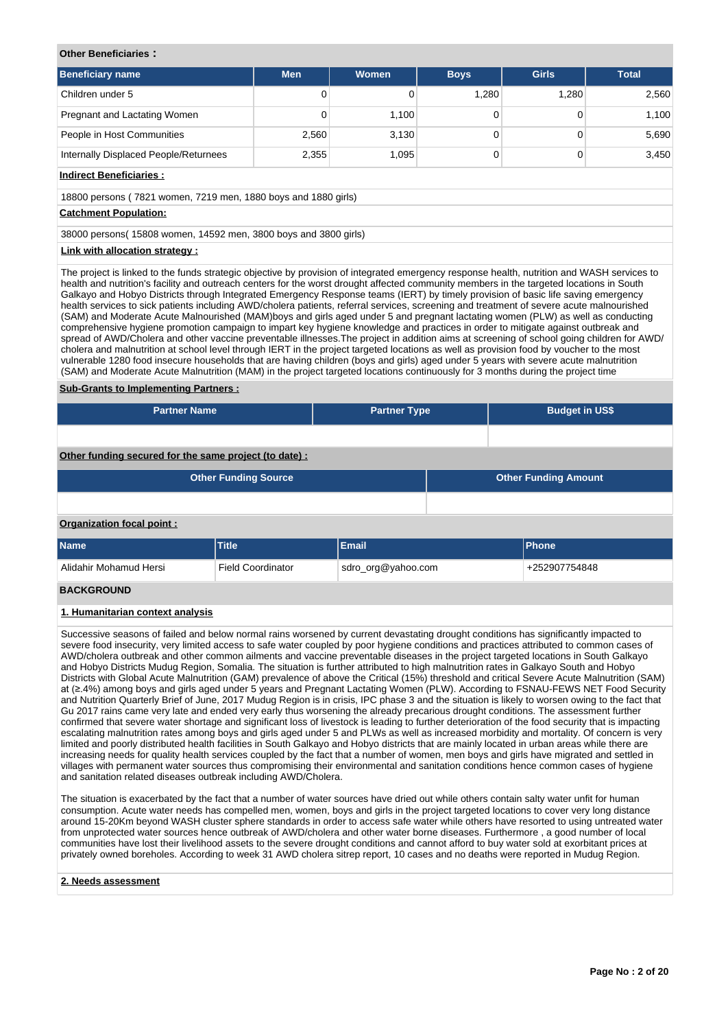**Other Beneficiaries :**

| Beneficiary name | Men | Women | Boys | Girls | Total |
|---|---|---|---|---|---|
| Children under 5 | 0 | 0 | 1,280 | 1,280 | 2,560 |
| Pregnant and Lactating Women | 0 | 1,100 | 0 | 0 | 1,100 |
| People in Host Communities | 2,560 | 3,130 | 0 | 0 | 5,690 |
| Internally Displaced People/Returnees | 2,355 | 1,095 | 0 | 0 | 3,450 |

**Indirect Beneficiaries :**

18800 persons ( 7821 women, 7219 men, 1880 boys and 1880 girls)

**Catchment Population:**

38000 persons( 15808 women, 14592 men, 3800 boys and 3800 girls)

**Link with allocation strategy :**

The project is linked to the funds strategic objective by provision of integrated emergency response health, nutrition and WASH services to health and nutrition's facility and outreach centers for the worst drought affected community members in the targeted locations in South Galkayo and Hobyo Districts through Integrated Emergency Response teams (IERT) by timely provision of basic life saving emergency health services to sick patients including AWD/cholera patients, referral services, screening and treatment of severe acute malnourished (SAM) and Moderate Acute Malnourished (MAM)boys and girls aged under 5 and pregnant lactating women (PLW) as well as conducting comprehensive hygiene promotion campaign to impart key hygiene knowledge and practices in order to mitigate against outbreak and spread of AWD/Cholera and other vaccine preventable illnesses.The project in addition aims at screening of school going children for AWD/ cholera and malnutrition at school level through IERT in the project targeted locations as well as provision food by voucher to the most vulnerable 1280 food insecure households that are having children (boys and girls) aged under 5 years with severe acute malnutrition (SAM) and Moderate Acute Malnutrition (MAM) in the project targeted locations continuously for 3 months during the project time

**Sub-Grants to Implementing Partners :**

| Partner Name | Partner Type | Budget in US$ |
|---|---|---|
| | | |

**Other funding secured for the same project (to date) :**

| Other Funding Source | Other Funding Amount |
|---|---|
| | |

**Organization focal point :**

| Name | Title | Email | Phone |
|---|---|---|---|
| Alidahir Mohamud Hersi | Field Coordinator | sdro_org@yahoo.com | +252907754848 |

## BACKGROUND

### 1. Humanitarian context analysis

Successive seasons of failed and below normal rains worsened by current devastating drought conditions has significantly impacted to severe food insecurity, very limited access to safe water coupled by poor hygiene conditions and practices attributed to common cases of AWD/cholera outbreak and other common ailments and vaccine preventable diseases in the project targeted locations in South Galkayo and Hobyo Districts Mudug Region, Somalia. The situation is further attributed to high malnutrition rates in Galkayo South and Hobyo Districts with Global Acute Malnutrition (GAM) prevalence of above the Critical (15%) threshold and critical Severe Acute Malnutrition (SAM) at (≥.4%) among boys and girls aged under 5 years and Pregnant Lactating Women (PLW). According to FSNAU-FEWS NET Food Security and Nutrition Quarterly Brief of June, 2017 Mudug Region is in crisis, IPC phase 3 and the situation is likely to worsen owing to the fact that Gu 2017 rains came very late and ended very early thus worsening the already precarious drought conditions. The assessment further confirmed that severe water shortage and significant loss of livestock is leading to further deterioration of the food security that is impacting escalating malnutrition rates among boys and girls aged under 5 and PLWs as well as increased morbidity and mortality. Of concern is very limited and poorly distributed health facilities in South Galkayo and Hobyo districts that are mainly located in urban areas while there are increasing needs for quality health services coupled by the fact that a number of women, men boys and girls have migrated and settled in villages with permanent water sources thus compromising their environmental and sanitation conditions hence common cases of hygiene and sanitation related diseases outbreak including AWD/Cholera.

The situation is exacerbated by the fact that a number of water sources have dried out while others contain salty water unfit for human consumption. Acute water needs has compelled men, women, boys and girls in the project targeted locations to cover very long distance around 15-20Km beyond WASH cluster sphere standards in order to access safe water while others have resorted to using untreated water from unprotected water sources hence outbreak of AWD/cholera and other water borne diseases. Furthermore , a good number of local communities have lost their livelihood assets to the severe drought conditions and cannot afford to buy water sold at exorbitant prices at privately owned boreholes. According to week 31 AWD cholera sitrep report, 10 cases and no deaths were reported in Mudug Region.

### 2. Needs assessment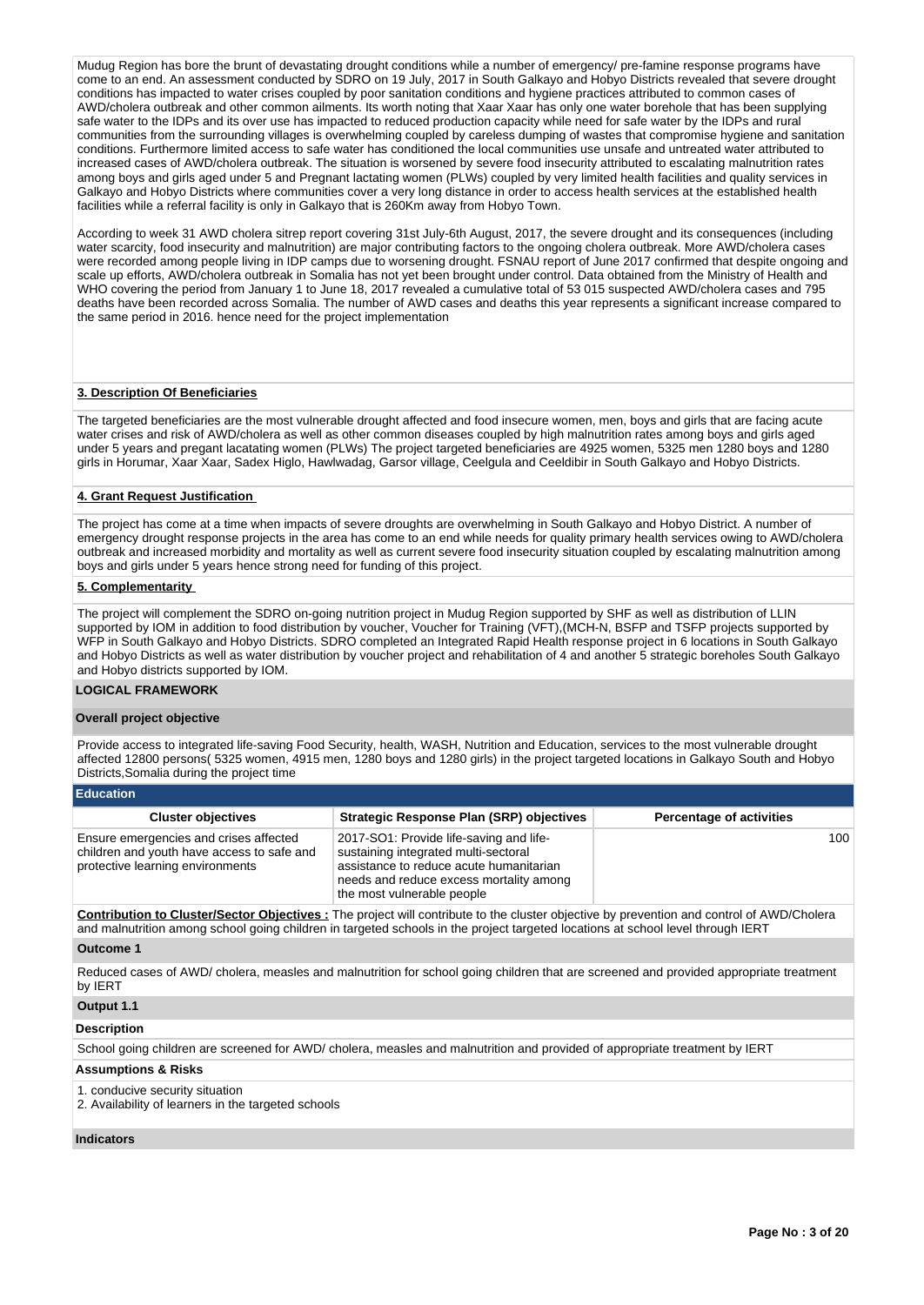Mudug Region has bore the brunt of devastating drought conditions while a number of emergency/ pre-famine response programs have come to an end. An assessment conducted by SDRO on 19 July, 2017 in South Galkayo and Hobyo Districts revealed that severe drought conditions has impacted to water crises coupled by poor sanitation conditions and hygiene practices attributed to common cases of AWD/cholera outbreak and other common ailments. Its worth noting that Xaar Xaar has only one water borehole that has been supplying safe water to the IDPs and its over use has impacted to reduced production capacity while need for safe water by the IDPs and rural communities from the surrounding villages is overwhelming coupled by careless dumping of wastes that compromise hygiene and sanitation conditions. Furthermore limited access to safe water has conditioned the local communities use unsafe and untreated water attributed to increased cases of AWD/cholera outbreak. The situation is worsened by severe food insecurity attributed to escalating malnutrition rates among boys and girls aged under 5 and Pregnant lactating women (PLWs) coupled by very limited health facilities and quality services in Galkayo and Hobyo Districts where communities cover a very long distance in order to access health services at the established health facilities while a referral facility is only in Galkayo that is 260Km away from Hobyo Town.

According to week 31 AWD cholera sitrep report covering 31st July-6th August, 2017, the severe drought and its consequences (including water scarcity, food insecurity and malnutrition) are major contributing factors to the ongoing cholera outbreak. More AWD/cholera cases were recorded among people living in IDP camps due to worsening drought. FSNAU report of June 2017 confirmed that despite ongoing and scale up efforts, AWD/cholera outbreak in Somalia has not yet been brought under control. Data obtained from the Ministry of Health and WHO covering the period from January 1 to June 18, 2017 revealed a cumulative total of 53 015 suspected AWD/cholera cases and 795 deaths have been recorded across Somalia. The number of AWD cases and deaths this year represents a significant increase compared to the same period in 2016. hence need for the project implementation

### 3. Description Of Beneficiaries

The targeted beneficiaries are the most vulnerable drought affected and food insecure women, men, boys and girls that are facing acute water crises and risk of AWD/cholera as well as other common diseases coupled by high malnutrition rates among boys and girls aged under 5 years and pregant lacatating women (PLWs) The project targeted beneficiaries are 4925 women, 5325 men 1280 boys and 1280 girls in Horumar, Xaar Xaar, Sadex Higlo, Hawlwadag, Garsor village, Ceelgula and Ceeldibir in South Galkayo and Hobyo Districts.

### 4. Grant Request Justification

The project has come at a time when impacts of severe droughts are overwhelming in South Galkayo and Hobyo District. A number of emergency drought response projects in the area has come to an end while needs for quality primary health services owing to AWD/cholera outbreak and increased morbidity and mortality as well as current severe food insecurity situation coupled by escalating malnutrition among boys and girls under 5 years hence strong need for funding of this project.

### 5. Complementarity

The project will complement the SDRO on-going nutrition project in Mudug Region supported by SHF as well as distribution of LLIN supported by IOM in addition to food distribution by voucher, Voucher for Training (VFT),(MCH-N, BSFP and TSFP projects supported by WFP in South Galkayo and Hobyo Districts. SDRO completed an Integrated Rapid Health response project in 6 locations in South Galkayo and Hobyo Districts as well as water distribution by voucher project and rehabilitation of 4 and another 5 strategic boreholes South Galkayo and Hobyo districts supported by IOM.

## LOGICAL FRAMEWORK

### Overall project objective

Provide access to integrated life-saving Food Security, health, WASH, Nutrition and Education, services to the most vulnerable drought affected 12800 persons( 5325 women, 4915 men, 1280 boys and 1280 girls) in the project targeted locations in Galkayo South and Hobyo Districts,Somalia during the project time

### Education

| Cluster objectives | Strategic Response Plan (SRP) objectives | Percentage of activities |
|---|---|---|
| Ensure emergencies and crises affected children and youth have access to safe and protective learning environments | 2017-SO1: Provide life-saving and life-sustaining integrated multi-sectoral assistance to reduce acute humanitarian needs and reduce excess mortality among the most vulnerable people | 100 |

**Contribution to Cluster/Sector Objectives :** The project will contribute to the cluster objective by prevention and control of AWD/Cholera and malnutrition among school going children in targeted schools in the project targeted locations at school level through IERT

#### Outcome 1

Reduced cases of AWD/ cholera, measles and malnutrition for school going children that are screened and provided appropriate treatment by IERT

#### Output 1.1

**Description**

School going children are screened for AWD/ cholera, measles and malnutrition and provided of appropriate treatment by IERT

**Assumptions & Risks**

1. conducive security situation
2. Availability of learners in the targeted schools

**Indicators**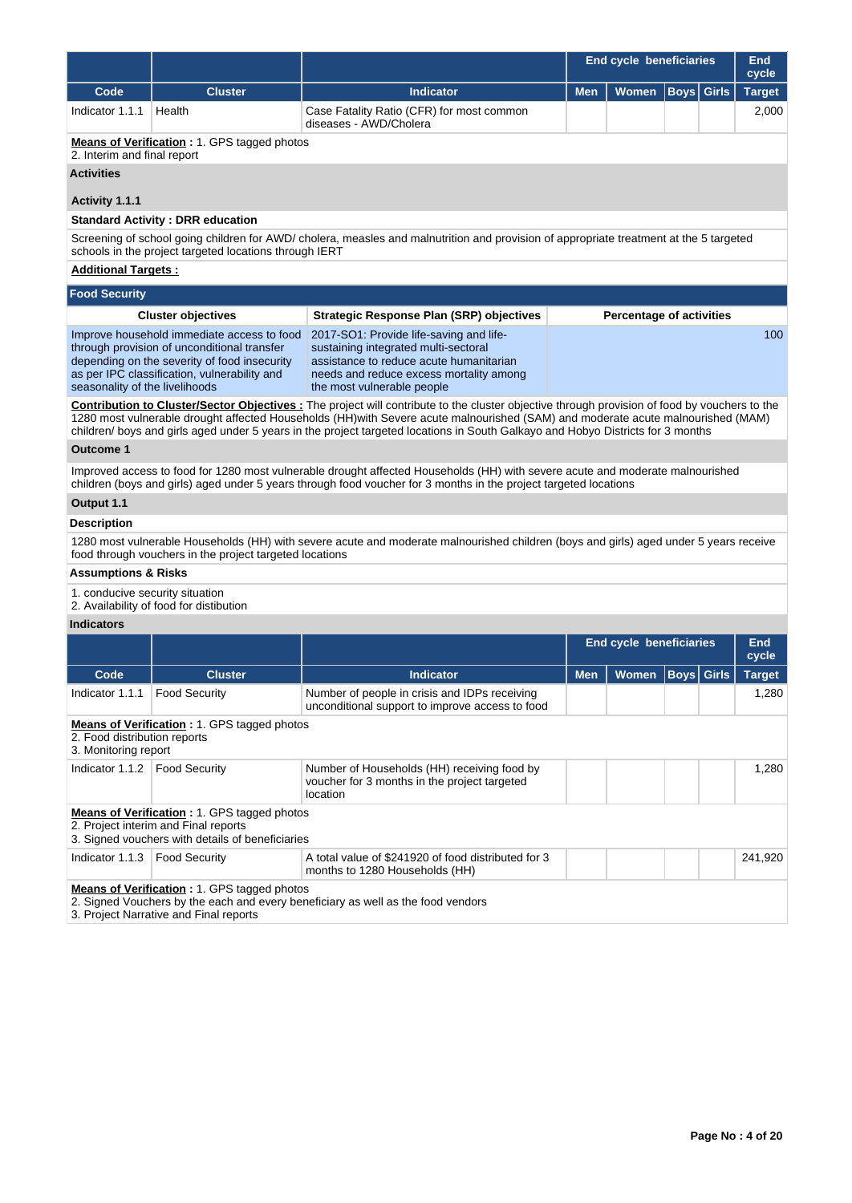| | | | End cycle beneficiaries | | | | End cycle |
|---|---|---|---|---|---|---|---|
| **Code** | **Cluster** | **Indicator** | **Men** | **Women** | **Boys** | **Girls** | **Target** |
| Indicator 1.1.1 | Health | Case Fatality Ratio (CFR) for most common diseases - AWD/Cholera | | | | | 2,000 |

**Means of Verification :** 1. GPS tagged photos
2. Interim and final report

**Activities**

**Activity 1.1.1**

**Standard Activity : DRR education**

Screening of school going children for AWD/ cholera, measles and malnutrition and provision of appropriate treatment at the 5 targeted schools in the project targeted locations through IERT

**Additional Targets :**

## Food Security

| Cluster objectives | Strategic Response Plan (SRP) objectives | Percentage of activities |
|---|---|---|
| Improve household immediate access to food through provision of unconditional transfer depending on the severity of food insecurity as per IPC classification, vulnerability and seasonality of the livelihoods | 2017-SO1: Provide life-saving and life-sustaining integrated multi-sectoral assistance to reduce acute humanitarian needs and reduce excess mortality among the most vulnerable people | 100 |

**Contribution to Cluster/Sector Objectives :** The project will contribute to the cluster objective through provision of food by vouchers to the 1280 most vulnerable drought affected Households (HH)with Severe acute malnourished (SAM) and moderate acute malnourished (MAM) children/ boys and girls aged under 5 years in the project targeted locations in South Galkayo and Hobyo Districts for 3 months

**Outcome 1**

Improved access to food for 1280 most vulnerable drought affected Households (HH) with severe acute and moderate malnourished children (boys and girls) aged under 5 years through food voucher for 3 months in the project targeted locations

**Output 1.1**

**Description**

1280 most vulnerable Households (HH) with severe acute and moderate malnourished children (boys and girls) aged under 5 years receive food through vouchers in the project targeted locations

**Assumptions & Risks**

1. conducive security situation
2. Availability of food for distibution

**Indicators**

| | | | End cycle beneficiaries | | | | End cycle |
|---|---|---|---|---|---|---|---|
| **Code** | **Cluster** | **Indicator** | **Men** | **Women** | **Boys** | **Girls** | **Target** |
| Indicator 1.1.1 | Food Security | Number of people in crisis and IDPs receiving unconditional support to improve access to food | | | | | 1,280 |
| **Means of Verification :** 1. GPS tagged photos<br>2. Food distribution reports<br>3. Monitoring report | | | | | | | |
| Indicator 1.1.2 | Food Security | Number of Households (HH) receiving food by voucher for 3 months in the project targeted location | | | | | 1,280 |
| **Means of Verification :** 1. GPS tagged photos<br>2. Project interim and Final reports<br>3. Signed vouchers with details of beneficiaries | | | | | | | |
| Indicator 1.1.3 | Food Security | A total value of $241920 of food distributed for 3 months to 1280 Households (HH) | | | | | 241,920 |
| **Means of Verification :** 1. GPS tagged photos<br>2. Signed Vouchers by the each and every beneficiary as well as the food vendors<br>3. Project Narrative and Final reports | | | | | | | |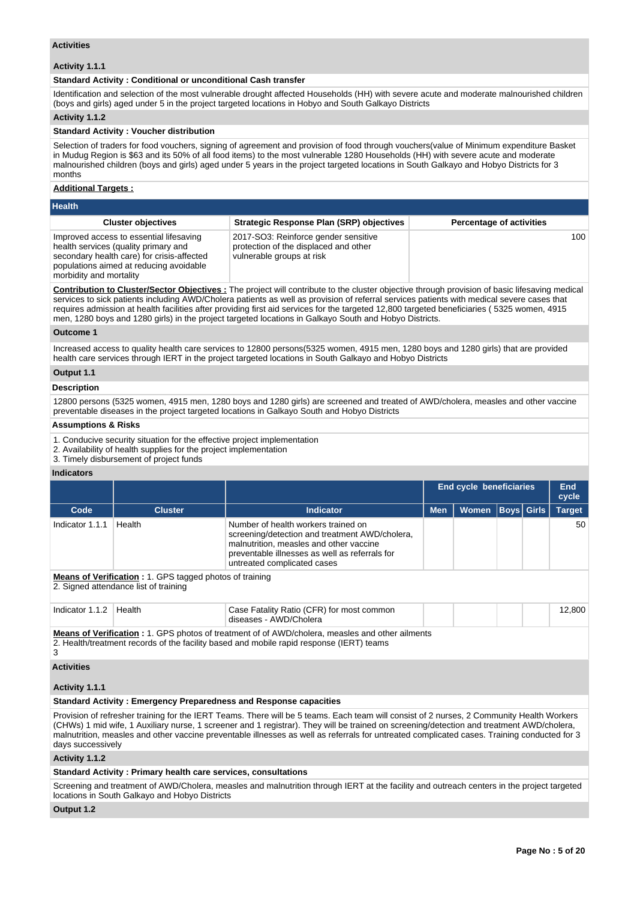### Activities

#### Activity 1.1.1

**Standard Activity : Conditional or unconditional Cash transfer**

Identification and selection of the most vulnerable drought affected Households (HH) with severe acute and moderate malnourished children (boys and girls) aged under 5 in the project targeted locations in Hobyo and South Galkayo Districts

#### Activity 1.1.2

**Standard Activity : Voucher distribution**

Selection of traders for food vouchers, signing of agreement and provision of food through vouchers(value of Minimum expenditure Basket in Mudug Region is $63 and its 50% of all food items) to the most vulnerable 1280 Households (HH) with severe acute and moderate malnourished children (boys and girls) aged under 5 years in the project targeted locations in South Galkayo and Hobyo Districts for 3 months

**Additional Targets :**

## Health

| Cluster objectives | Strategic Response Plan (SRP) objectives | Percentage of activities |
|---|---|---|
| Improved access to essential lifesaving health services (quality primary and secondary health care) for crisis-affected populations aimed at reducing avoidable morbidity and mortality | 2017-SO3: Reinforce gender sensitive protection of the displaced and other vulnerable groups at risk | 100 |

**Contribution to Cluster/Sector Objectives :** The project will contribute to the cluster objective through provision of basic lifesaving medical services to sick patients including AWD/Cholera patients as well as provision of referral services patients with medical severe cases that requires admission at health facilities after providing first aid services for the targeted 12,800 targeted beneficiaries ( 5325 women, 4915 men, 1280 boys and 1280 girls) in the project targeted locations in Galkayo South and Hobyo Districts.

### Outcome 1

Increased access to quality health care services to 12800 persons(5325 women, 4915 men, 1280 boys and 1280 girls) that are provided health care services through IERT in the project targeted locations in South Galkayo and Hobyo Districts

### Output 1.1

**Description**

12800 persons (5325 women, 4915 men, 1280 boys and 1280 girls) are screened and treated of AWD/cholera, measles and other vaccine preventable diseases in the project targeted locations in Galkayo South and Hobyo Districts

**Assumptions & Risks**

1. Conducive security situation for the effective project implementation
2. Availability of health supplies for the project implementation
3. Timely disbursement of project funds

**Indicators**

| | | | End cycle beneficiaries | | | | End cycle |
|---|---|---|---|---|---|---|---|
| Code | Cluster | Indicator | Men | Women | Boys | Girls | Target |
| Indicator 1.1.1 | Health | Number of health workers trained on screening/detection and treatment AWD/cholera, malnutrition, measles and other vaccine preventable illnesses as well as referrals for untreated complicated cases | | | | | 50 |

**Means of Verification :** 1. GPS tagged photos of training
2. Signed attendance list of training

| | | | | | | | |
|---|---|---|---|---|---|---|---|
| Indicator 1.1.2 | Health | Case Fatality Ratio (CFR) for most common diseases - AWD/Cholera | | | | | 12,800 |

**Means of Verification :** 1. GPS photos of treatment of of AWD/cholera, measles and other ailments
2. Health/treatment records of the facility based and mobile rapid response (IERT) teams
3

### Activities

#### Activity 1.1.1

**Standard Activity : Emergency Preparedness and Response capacities**

Provision of refresher training for the IERT Teams. There will be 5 teams. Each team will consist of 2 nurses, 2 Community Health Workers (CHWs) 1 mid wife, 1 Auxiliary nurse, 1 screener and 1 registrar). They will be trained on screening/detection and treatment AWD/cholera, malnutrition, measles and other vaccine preventable illnesses as well as referrals for untreated complicated cases. Training conducted for 3 days successively

#### Activity 1.1.2

**Standard Activity : Primary health care services, consultations**

Screening and treatment of AWD/Cholera, measles and malnutrition through IERT at the facility and outreach centers in the project targeted locations in South Galkayo and Hobyo Districts

### Output 1.2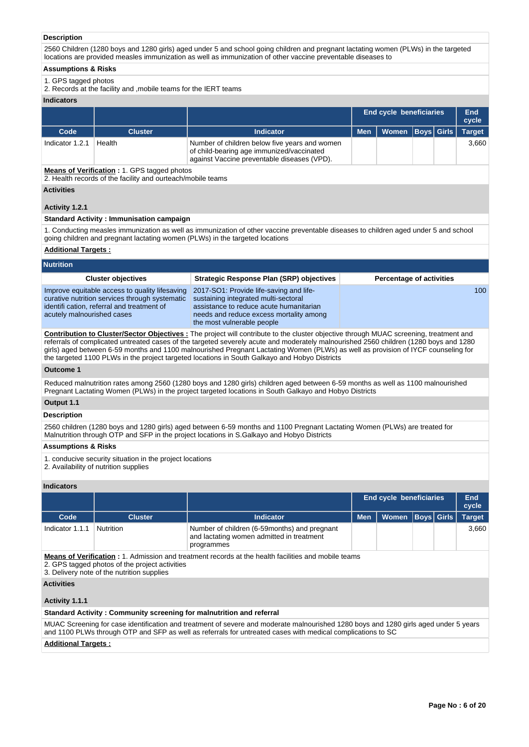**Description**

2560 Children (1280 boys and 1280 girls) aged under 5 and school going children and pregnant lactating women (PLWs) in the targeted locations are provided measles immunization as well as immunization of other vaccine preventable diseases to

**Assumptions & Risks**

1. GPS tagged photos
2. Records at the facility and ,mobile teams for the IERT teams

**Indicators**

| | | | End cycle beneficiaries | | | | End cycle |
|---|---|---|---|---|---|---|---|
| **Code** | **Cluster** | **Indicator** | **Men** | **Women** | **Boys** | **Girls** | **Target** |
| Indicator 1.2.1 | Health | Number of children below five years and women of child-bearing age immunized/vaccinated against Vaccine preventable diseases (VPD). | | | | | 3,660 |

**Means of Verification :** 1. GPS tagged photos
2. Health records of the facility and ourteach/mobile teams

**Activities**

**Activity 1.2.1**

**Standard Activity : Immunisation campaign**

1. Conducting measles immunization as well as immunization of other vaccine preventable diseases to children aged under 5 and school going children and pregnant lactating women (PLWs) in the targeted locations

**Additional Targets :**

## Nutrition

| Cluster objectives | Strategic Response Plan (SRP) objectives | Percentage of activities |
|---|---|---|
| Improve equitable access to quality lifesaving curative nutrition services through systematic identifi cation, referral and treatment of acutely malnourished cases | 2017-SO1: Provide life-saving and life-sustaining integrated multi-sectoral assistance to reduce acute humanitarian needs and reduce excess mortality among the most vulnerable people | 100 |

**Contribution to Cluster/Sector Objectives :** The project will contribute to the cluster objective through MUAC screening, treatment and referrals of complicated untreated cases of the targeted severely acute and moderately malnourished 2560 children (1280 boys and 1280 girls) aged between 6-59 months and 1100 malnourished Pregnant Lactating Women (PLWs) as well as provision of IYCF counseling for the targeted 1100 PLWs in the project targeted locations in South Galkayo and Hobyo Districts

**Outcome 1**

Reduced malnutrition rates among 2560 (1280 boys and 1280 girls) children aged between 6-59 months as well as 1100 malnourished Pregnant Lactating Women (PLWs) in the project targeted locations in South Galkayo and Hobyo Districts

**Output 1.1**

**Description**

2560 children (1280 boys and 1280 girls) aged between 6-59 months and 1100 Pregnant Lactating Women (PLWs) are treated for Malnutrition through OTP and SFP in the project locations in S.Galkayo and Hobyo Districts

**Assumptions & Risks**

1. conducive security situation in the project locations
2. Availability of nutrition supplies

**Indicators**

| | | | End cycle beneficiaries | | | | End cycle |
|---|---|---|---|---|---|---|---|
| **Code** | **Cluster** | **Indicator** | **Men** | **Women** | **Boys** | **Girls** | **Target** |
| Indicator 1.1.1 | Nutrition | Number of children (6-59months) and pregnant and lactating women admitted in treatment programmes | | | | | 3,660 |

**Means of Verification :** 1. Admission and treatment records at the health facilities and mobile teams
2. GPS tagged photos of the project activities
3. Delivery note of the nutrition supplies

**Activities**

**Activity 1.1.1**

**Standard Activity : Community screening for malnutrition and referral**

MUAC Screening for case identification and treatment of severe and moderate malnourished 1280 boys and 1280 girls aged under 5 years and 1100 PLWs through OTP and SFP as well as referrals for untreated cases with medical complications to SC

**Additional Targets :**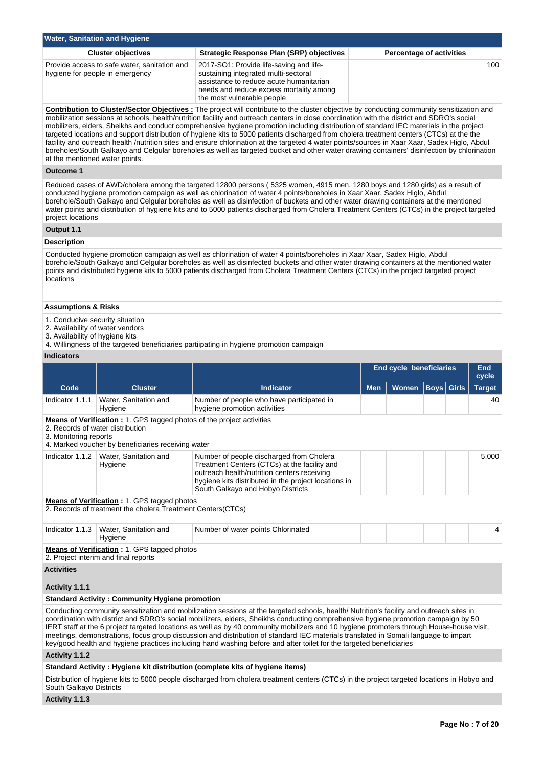## Water, Sanitation and Hygiene

| Cluster objectives | Strategic Response Plan (SRP) objectives | Percentage of activities |
|---|---|---|
| Provide access to safe water, sanitation and hygiene for people in emergency | 2017-SO1: Provide life-saving and life-sustaining integrated multi-sectoral assistance to reduce acute humanitarian needs and reduce excess mortality among the most vulnerable people | 100 |

**Contribution to Cluster/Sector Objectives :** The project will contribute to the cluster objective by conducting community sensitization and mobilization sessions at schools, health/nutrition facility and outreach centers in close coordination with the district and SDRO's social mobilizers, elders, Sheikhs and conduct comprehensive hygiene promotion including distribution of standard IEC materials in the project targeted locations and support distribution of hygiene kits to 5000 patients discharged from cholera treatment centers (CTCs) at the the facility and outreach health /nutrition sites and ensure chlorination at the targeted 4 water points/sources in Xaar Xaar, Sadex Higlo, Abdul boreholes/South Galkayo and Celgular boreholes as well as targeted bucket and other water drawing containers' disinfection by chlorination at the mentioned water points.

### Outcome 1

Reduced cases of AWD/cholera among the targeted 12800 persons ( 5325 women, 4915 men, 1280 boys and 1280 girls) as a result of conducted hygiene promotion campaign as well as chlorination of water 4 points/boreholes in Xaar Xaar, Sadex Higlo, Abdul borehole/South Galkayo and Celgular boreholes as well as disinfection of buckets and other water drawing containers at the mentioned water points and distribution of hygiene kits and to 5000 patients discharged from Cholera Treatment Centers (CTCs) in the project targeted project locations

### Output 1.1

**Description**

Conducted hygiene promotion campaign as well as chlorination of water 4 points/boreholes in Xaar Xaar, Sadex Higlo, Abdul borehole/South Galkayo and Celgular boreholes as well as disinfected buckets and other water drawing containers at the mentioned water points and distributed hygiene kits to 5000 patients discharged from Cholera Treatment Centers (CTCs) in the project targeted project locations

**Assumptions & Risks**

1. Conducive security situation
2. Availability of water vendors
3. Availability of hygiene kits
4. Willingness of the targeted beneficiaries partiipating in hygiene promotion campaign

**Indicators**

| | | | End cycle beneficiaries | | | | End cycle |
|---|---|---|---|---|---|---|---|
| Code | Cluster | Indicator | Men | Women | Boys | Girls | Target |
| Indicator 1.1.1 | Water, Sanitation and Hygiene | Number of people who have participated in hygiene promotion activities | | | | | 40 |

**Means of Verification :** 1. GPS tagged photos of the project activities
2. Records of water distribution
3. Monitoring reports
4. Marked voucher by beneficiaries receiving water

| Code | Cluster | Indicator | Men | Women | Boys | Girls | Target |
|---|---|---|---|---|---|---|---|
| Indicator 1.1.2 | Water, Sanitation and Hygiene | Number of people discharged from Cholera Treatment Centers (CTCs) at the facility and outreach health/nutrition centers receiving hygiene kits distributed in the project locations in South Galkayo and Hobyo Districts | | | | | 5,000 |

**Means of Verification :** 1. GPS tagged photos
2. Records of treatment the cholera Treatment Centers(CTCs)

| Code | Cluster | Indicator | Men | Women | Boys | Girls | Target |
|---|---|---|---|---|---|---|---|
| Indicator 1.1.3 | Water, Sanitation and Hygiene | Number of water points Chlorinated | | | | | 4 |

**Means of Verification :** 1. GPS tagged photos
2. Project interim and final reports

**Activities**

**Activity 1.1.1**

**Standard Activity : Community Hygiene promotion**

Conducting community sensitization and mobilization sessions at the targeted schools, health/ Nutrition's facility and outreach sites in coordination with district and SDRO's social mobilizers, elders, Sheikhs conducting comprehensive hygiene promotion campaign by 50 IERT staff at the 6 project targeted locations as well as by 40 community mobilizers and 10 hygiene promoters through House-house visit, meetings, demonstrations, focus group discussion and distribution of standard IEC materials translated in Somali language to impart key/good health and hygiene practices including hand washing before and after toilet for the targeted beneficiaries

**Activity 1.1.2**

**Standard Activity : Hygiene kit distribution (complete kits of hygiene items)**

Distribution of hygiene kits to 5000 people discharged from cholera treatment centers (CTCs) in the project targeted locations in Hobyo and South Galkayo Districts

**Activity 1.1.3**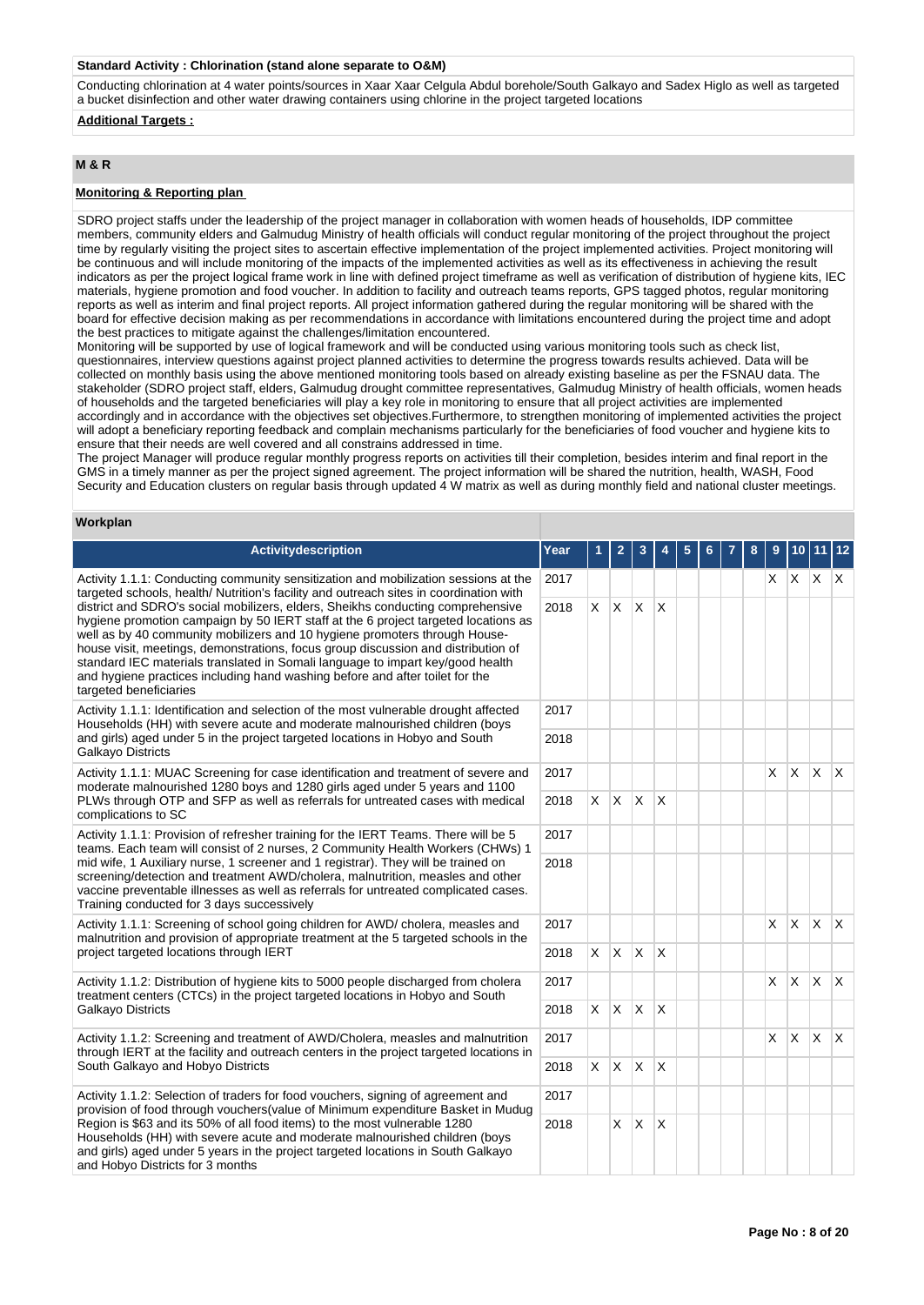**Standard Activity : Chlorination (stand alone separate to O&M)**

Conducting chlorination at 4 water points/sources in Xaar Xaar Celgula Abdul borehole/South Galkayo and Sadex Higlo as well as targeted a bucket disinfection and other water drawing containers using chlorine in the project targeted locations

**Additional Targets :**

## M & R

### Monitoring & Reporting plan

SDRO project staffs under the leadership of the project manager in collaboration with women heads of households, IDP committee members, community elders and Galmudug Ministry of health officials will conduct regular monitoring of the project throughout the project time by regularly visiting the project sites to ascertain effective implementation of the project implemented activities. Project monitoring will be continuous and will include monitoring of the impacts of the implemented activities as well as its effectiveness in achieving the result indicators as per the project logical frame work in line with defined project timeframe as well as verification of distribution of hygiene kits, IEC materials, hygiene promotion and food voucher. In addition to facility and outreach teams reports, GPS tagged photos, regular monitoring reports as well as interim and final project reports. All project information gathered during the regular monitoring will be shared with the board for effective decision making as per recommendations in accordance with limitations encountered during the project time and adopt the best practices to mitigate against the challenges/limitation encountered.
Monitoring will be supported by use of logical framework and will be conducted using various monitoring tools such as check list, questionnaires, interview questions against project planned activities to determine the progress towards results achieved. Data will be collected on monthly basis using the above mentioned monitoring tools based on already existing baseline as per the FSNAU data. The stakeholder (SDRO project staff, elders, Galmudug drought committee representatives, Galmudug Ministry of health officials, women heads of households and the targeted beneficiaries will play a key role in monitoring to ensure that all project activities are implemented accordingly and in accordance with the objectives set objectives.Furthermore, to strengthen monitoring of implemented activities the project will adopt a beneficiary reporting feedback and complain mechanisms particularly for the beneficiaries of food voucher and hygiene kits to ensure that their needs are well covered and all constrains addressed in time.
The project Manager will produce regular monthly progress reports on activities till their completion, besides interim and final report in the GMS in a timely manner as per the project signed agreement. The project information will be shared the nutrition, health, WASH, Food Security and Education clusters on regular basis through updated 4 W matrix as well as during monthly field and national cluster meetings.

### Workplan

| Activitydescription | Year | 1 | 2 | 3 | 4 | 5 | 6 | 7 | 8 | 9 | 10 | 11 | 12 |
|---|---|---|---|---|---|---|---|---|---|---|---|---|---|
| Activity 1.1.1: Conducting community sensitization and mobilization sessions at the targeted schools, health/ Nutrition's facility and outreach sites in coordination with district and SDRO's social mobilizers, elders, Sheikhs conducting comprehensive hygiene promotion campaign by 50 IERT staff at the 6 project targeted locations as well as by 40 community mobilizers and 10 hygiene promoters through House-house visit, meetings, demonstrations, focus group discussion and distribution of standard IEC materials translated in Somali language to impart key/good health and hygiene practices including hand washing before and after toilet for the targeted beneficiaries | 2017 | | | | | | | | | X | X | X | X |
| | 2018 | X | X | X | X | | | | | | | | |
| Activity 1.1.1: Identification and selection of the most vulnerable drought affected Households (HH) with severe acute and moderate malnourished children (boys and girls) aged under 5 in the project targeted locations in Hobyo and South Galkayo Districts | 2017 | | | | | | | | | | | | |
| | 2018 | | | | | | | | | | | | |
| Activity 1.1.1: MUAC Screening for case identification and treatment of severe and moderate malnourished 1280 boys and 1280 girls aged under 5 years and 1100 PLWs through OTP and SFP as well as referrals for untreated cases with medical complications to SC | 2017 | | | | | | | | | X | X | X | X |
| | 2018 | X | X | X | X | | | | | | | | |
| Activity 1.1.1: Provision of refresher training for the IERT Teams. There will be 5 teams. Each team will consist of 2 nurses, 2 Community Health Workers (CHWs) 1 mid wife, 1 Auxiliary nurse, 1 screener and 1 registrar). They will be trained on screening/detection and treatment AWD/cholera, malnutrition, measles and other vaccine preventable illnesses as well as referrals for untreated complicated cases. Training conducted for 3 days successively | 2017 | | | | | | | | | | | | |
| | 2018 | | | | | | | | | | | | |
| Activity 1.1.1: Screening of school going children for AWD/ cholera, measles and malnutrition and provision of appropriate treatment at the 5 targeted schools in the project targeted locations through IERT | 2017 | | | | | | | | | X | X | X | X |
| | 2018 | X | X | X | X | | | | | | | | |
| Activity 1.1.2: Distribution of hygiene kits to 5000 people discharged from cholera treatment centers (CTCs) in the project targeted locations in Hobyo and South Galkayo Districts | 2017 | | | | | | | | | X | X | X | X |
| | 2018 | X | X | X | X | | | | | | | | |
| Activity 1.1.2: Screening and treatment of AWD/Cholera, measles and malnutrition through IERT at the facility and outreach centers in the project targeted locations in South Galkayo and Hobyo Districts | 2017 | | | | | | | | | X | X | X | X |
| | 2018 | X | X | X | X | | | | | | | | |
| Activity 1.1.2: Selection of traders for food vouchers, signing of agreement and provision of food through vouchers(value of Minimum expenditure Basket in Mudug Region is $63 and its 50% of all food items) to the most vulnerable 1280 Households (HH) with severe acute and moderate malnourished children (boys and girls) aged under 5 years in the project targeted locations in South Galkayo and Hobyo Districts for 3 months | 2017 | | | | | | | | | | | | |
| | 2018 | | X | X | X | | | | | | | | |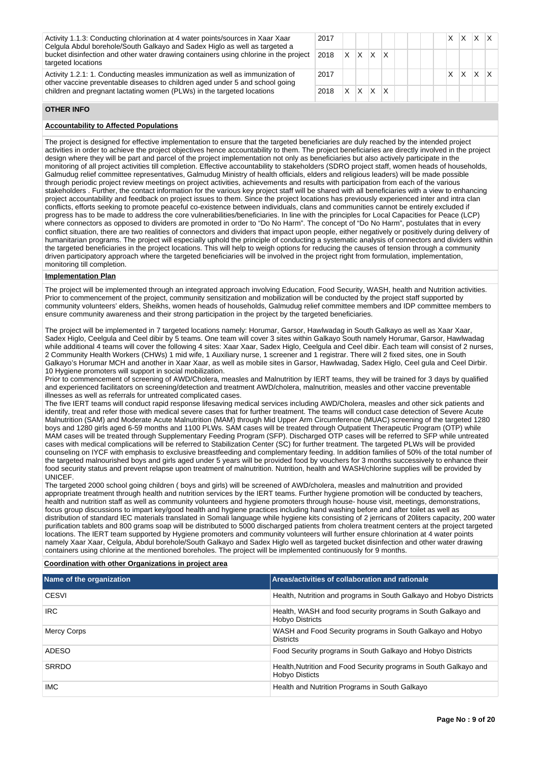| Activity | Year | 1 | 2 | 3 | 4 | 5 | 6 | 7 | 8 | 9 | 10 | 11 | 12 |
|---|---|---|---|---|---|---|---|---|---|---|---|---|---|
| Activity 1.1.3: Conducting chlorination at 4 water points/sources in Xaar Xaar Celgula Abdul borehole/South Galkayo and Sadex Higlo as well as targeted a bucket disinfection and other water drawing containers using chlorine in the project targeted locations | 2017 | | | | | | | | | X | X | X | X |
| | 2018 | X | X | X | X | | | | | | | | |
| Activity 1.2.1: 1. Conducting measles immunization as well as immunization of other vaccine preventable diseases to children aged under 5 and school going children and pregnant lactating women (PLWs) in the targeted locations | 2017 | | | | | | | | | X | X | X | X |
| | 2018 | X | X | X | X | | | | | | | | |

## OTHER INFO

### Accountability to Affected Populations

The project is designed for effective implementation to ensure that the targeted beneficiaries are duly reached by the intended project activities in order to achieve the project objectives hence accountability to them. The project beneficiaries are directly involved in the project design where they will be part and parcel of the project implementation not only as beneficiaries but also actively participate in the monitoring of all project activities till completion. Effective accountability to stakeholders (SDRO project staff, women heads of households, Galmudug relief committee representatives, Galmudug Ministry of health officials, elders and religious leaders) will be made possible through periodic project review meetings on project activities, achievements and results with participation from each of the various stakeholders . Further, the contact information for the various key project staff will be shared with all beneficiaries with a view to enhancing project accountability and feedback on project issues to them. Since the project locations has previously experienced inter and intra clan conflicts, efforts seeking to promote peaceful co-existence between individuals, clans and communities cannot be entirely excluded if progress has to be made to address the core vulnerabilities/beneficiaries. In line with the principles for Local Capacities for Peace (LCP) where connectors as opposed to dividers are promoted in order to "Do No Harm". The concept of "Do No Harm", postulates that in every conflict situation, there are two realities of connectors and dividers that impact upon people, either negatively or positively during delivery of humanitarian programs. The project will especially uphold the principle of conducting a systematic analysis of connectors and dividers within the targeted beneficiaries in the project locations. This will help to weigh options for reducing the causes of tension through a community driven participatory approach where the targeted beneficiaries will be involved in the project right from formulation, implementation, monitoring till completion.

### Implementation Plan

The project will be implemented through an integrated approach involving Education, Food Security, WASH, health and Nutrition activities. Prior to commencement of the project, community sensitization and mobilization will be conducted by the project staff supported by community volunteers' elders, Sheikhs, women heads of households, Galmudug relief committee members and IDP committee members to ensure community awareness and their strong participation in the project by the targeted beneficiaries.

The project will be implemented in 7 targeted locations namely: Horumar, Garsor, Hawlwadag in South Galkayo as well as Xaar Xaar, Sadex Higlo, Ceelgula and Ceel dibir by 5 teams. One team will cover 3 sites within Galkayo South namely Horumar, Garsor, Hawlwadag while additional 4 teams will cover the following 4 sites: Xaar Xaar, Sadex Higlo, Ceelgula and Ceel dibir. Each team will consist of 2 nurses, 2 Community Health Workers (CHWs) 1 mid wife, 1 Auxiliary nurse, 1 screener and 1 registrar. There will 2 fixed sites, one in South Galkayo's Horumar MCH and another in Xaar Xaar, as well as mobile sites in Garsor, Hawlwadag, Sadex Higlo, Ceel gula and Ceel Dirbir. 10 Hygiene promoters will support in social mobilization.
Prior to commencement of screening of AWD/Cholera, measles and Malnutrition by IERT teams, they will be trained for 3 days by qualified and experienced facilitators on screening/detection and treatment AWD/cholera, malnutrition, measles and other vaccine preventable illnesses as well as referrals for untreated complicated cases.
The five IERT teams will conduct rapid response lifesaving medical services including AWD/Cholera, measles and other sick patients and identify, treat and refer those with medical severe cases that for further treatment. The teams will conduct case detection of Severe Acute Malnutrition (SAM) and Moderate Acute Malnutrition (MAM) through Mid Upper Arm Circumference (MUAC) screening of the targeted 1280 boys and 1280 girls aged 6-59 months and 1100 PLWs. SAM cases will be treated through Outpatient Therapeutic Program (OTP) while MAM cases will be treated through Supplementary Feeding Program (SFP). Discharged OTP cases will be referred to SFP while untreated cases with medical complications will be referred to Stabilization Center (SC) for further treatment. The targeted PLWs will be provided counseling on IYCF with emphasis to exclusive breastfeeding and complementary feeding. In addition families of 50% of the total number of the targeted malnourished boys and girls aged under 5 years will be provided food by vouchers for 3 months successively to enhance their food security status and prevent relapse upon treatment of malnutrition. Nutrition, health and WASH/chlorine supplies will be provided by UNICEF.
The targeted 2000 school going children ( boys and girls) will be screened of AWD/cholera, measles and malnutrition and provided appropriate treatment through health and nutrition services by the IERT teams. Further hygiene promotion will be conducted by teachers, health and nutrition staff as well as community volunteers and hygiene promoters through house- house visit, meetings, demonstrations, focus group discussions to impart key/good health and hygiene practices including hand washing before and after toilet as well as distribution of standard IEC materials translated in Somali language while hygiene kits consisting of 2 jerricans of 20liters capacity, 200 water purification tablets and 800 grams soap will be distributed to 5000 discharged patients from cholera treatment centers at the project targeted locations. The IERT team supported by Hygiene promoters and community volunteers will further ensure chlorination at 4 water points namely Xaar Xaar, Celgula, Abdul borehole/South Galkayo and Sadex Higlo well as targeted bucket disinfection and other water drawing containers using chlorine at the mentioned boreholes. The project will be implemented continuously for 9 months.

### Coordination with other Organizations in project area

| Name of the organization | Areas/activities of collaboration and rationale |
|---|---|
| CESVI | Health, Nutrition and programs in South Galkayo and Hobyo Districts |
| IRC | Health, WASH and food security programs in South Galkayo and Hobyo Districts |
| Mercy Corps | WASH and Food Security programs in South Galkayo and Hobyo Districts |
| ADESO | Food Security programs in South Galkayo and Hobyo Districts |
| SRRDO | Health,Nutrition and Food Security programs in South Galkayo and Hobyo Disticts |
| IMC | Health and Nutrition Programs in South Galkayo |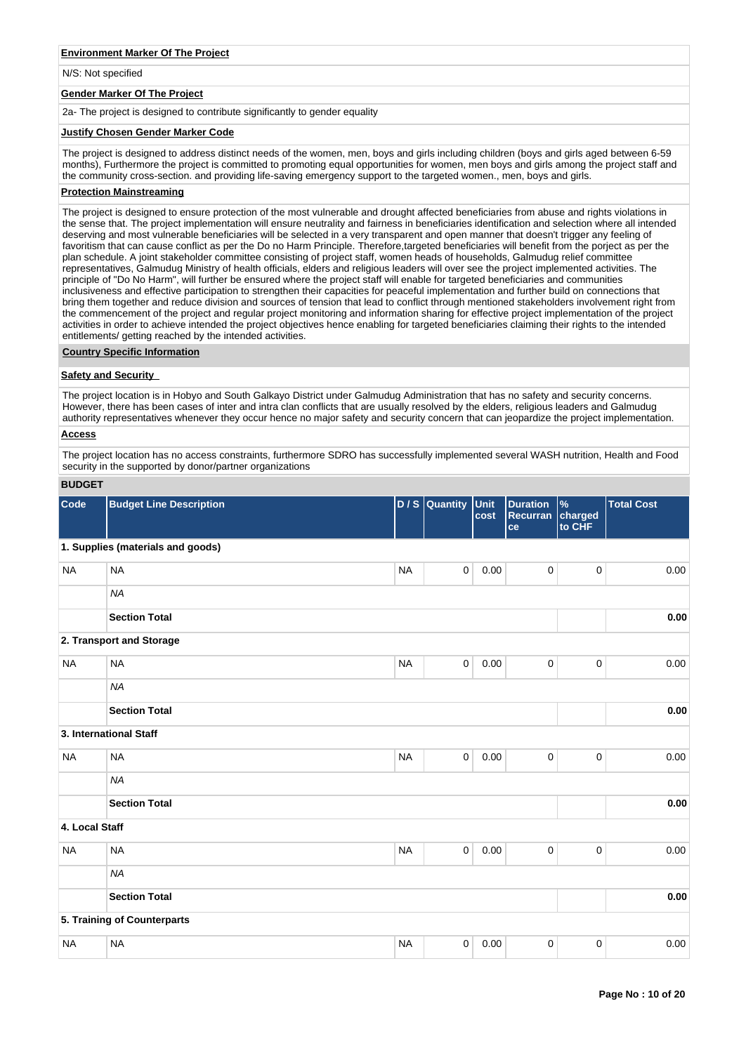**Environment Marker Of The Project**

N/S: Not specified

**Gender Marker Of The Project**

2a- The project is designed to contribute significantly to gender equality

**Justify Chosen Gender Marker Code**

The project is designed to address distinct needs of the women, men, boys and girls including children (boys and girls aged between 6-59 months), Furthermore the project is committed to promoting equal opportunities for women, men boys and girls among the project staff and the community cross-section. and providing life-saving emergency support to the targeted women., men, boys and girls.

**Protection Mainstreaming**

The project is designed to ensure protection of the most vulnerable and drought affected beneficiaries from abuse and rights violations in the sense that. The project implementation will ensure neutrality and fairness in beneficiaries identification and selection where all intended deserving and most vulnerable beneficiaries will be selected in a very transparent and open manner that doesn't trigger any feeling of favoritism that can cause conflict as per the Do no Harm Principle. Therefore,targeted beneficiaries will benefit from the porject as per the plan schedule. A joint stakeholder committee consisting of project staff, women heads of households, Galmudug relief committee representatives, Galmudug Ministry of health officials, elders and religious leaders will over see the project implemented activities. The principle of "Do No Harm", will further be ensured where the project staff will enable for targeted beneficiaries and communities inclusiveness and effective participation to strengthen their capacities for peaceful implementation and further build on connections that bring them together and reduce division and sources of tension that lead to conflict through mentioned stakeholders involvement right from the commencement of the project and regular project monitoring and information sharing for effective project implementation of the project activities in order to achieve intended the project objectives hence enabling for targeted beneficiaries claiming their rights to the intended entitlements/ getting reached by the intended activities.

**Country Specific Information**

**Safety and Security**

The project location is in Hobyo and South Galkayo District under Galmudug Administration that has no safety and security concerns. However, there has been cases of inter and intra clan conflicts that are usually resolved by the elders, religious leaders and Galmudug authority representatives whenever they occur hence no major safety and security concern that can jeopardize the project implementation.

**Access**

The project location has no access constraints, furthermore SDRO has successfully implemented several WASH nutrition, Health and Food security in the supported by donor/partner organizations

**BUDGET**

| Code | Budget Line Description | D / S | Quantity | Unit cost | Duration Recurrance | % charged to CHF | Total Cost |
|---|---|---|---|---|---|---|---|
| **1. Supplies (materials and goods)** | | | | | | | |
| NA | NA | NA | 0 | 0.00 | 0 | 0 | 0.00 |
| | *NA* | | | | | | |
| | **Section Total** | | | | | | **0.00** |
| **2. Transport and Storage** | | | | | | | |
| NA | NA | NA | 0 | 0.00 | 0 | 0 | 0.00 |
| | *NA* | | | | | | |
| | **Section Total** | | | | | | **0.00** |
| **3. International Staff** | | | | | | | |
| NA | NA | NA | 0 | 0.00 | 0 | 0 | 0.00 |
| | *NA* | | | | | | |
| | **Section Total** | | | | | | **0.00** |
| **4. Local Staff** | | | | | | | |
| NA | NA | NA | 0 | 0.00 | 0 | 0 | 0.00 |
| | *NA* | | | | | | |
| | **Section Total** | | | | | | **0.00** |
| **5. Training of Counterparts** | | | | | | | |
| NA | NA | NA | 0 | 0.00 | 0 | 0 | 0.00 |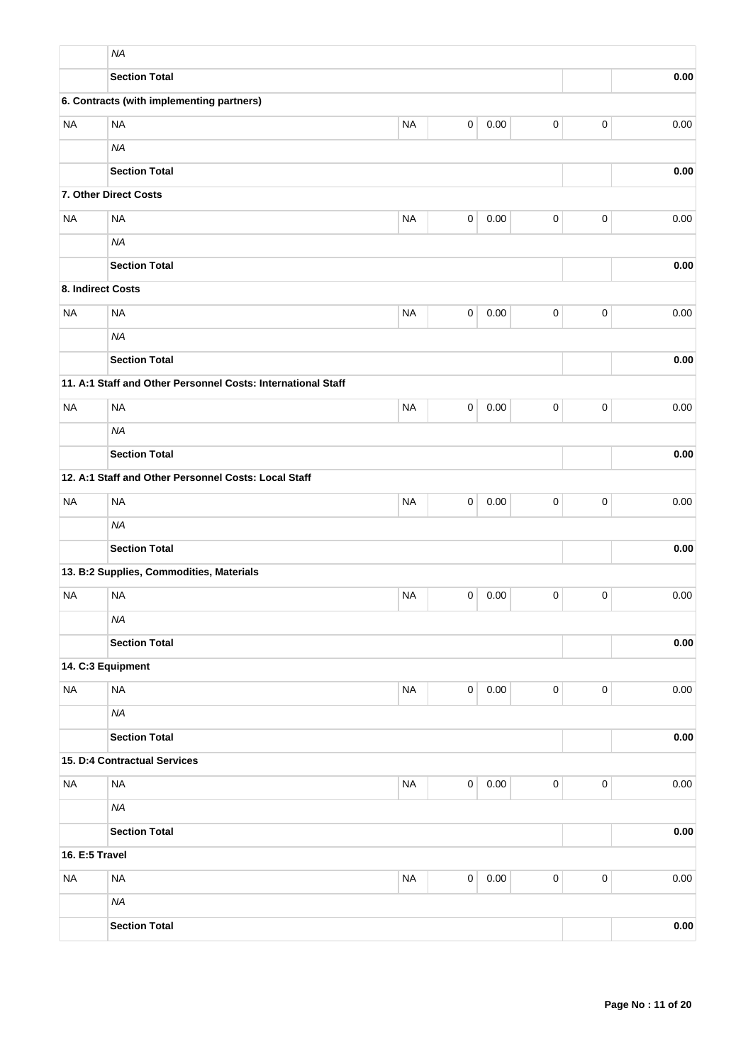| | | | | | | | |
|---|---|---|---|---|---|---|---|
| | *NA* | | | | | | |
| | **Section Total** | | | | | | **0.00** |
| **6. Contracts (with implementing partners)** | | | | | | | |
| NA | NA | NA | 0 | 0.00 | 0 | 0 | 0.00 |
| | *NA* | | | | | | |
| | **Section Total** | | | | | | **0.00** |
| **7. Other Direct Costs** | | | | | | | |
| NA | NA | NA | 0 | 0.00 | 0 | 0 | 0.00 |
| | *NA* | | | | | | |
| | **Section Total** | | | | | | **0.00** |
| **8. Indirect Costs** | | | | | | | |
| NA | NA | NA | 0 | 0.00 | 0 | 0 | 0.00 |
| | *NA* | | | | | | |
| | **Section Total** | | | | | | **0.00** |
| **11. A:1 Staff and Other Personnel Costs: International Staff** | | | | | | | |
| NA | NA | NA | 0 | 0.00 | 0 | 0 | 0.00 |
| | *NA* | | | | | | |
| | **Section Total** | | | | | | **0.00** |
| **12. A:1 Staff and Other Personnel Costs: Local Staff** | | | | | | | |
| NA | NA | NA | 0 | 0.00 | 0 | 0 | 0.00 |
| | *NA* | | | | | | |
| | **Section Total** | | | | | | **0.00** |
| **13. B:2 Supplies, Commodities, Materials** | | | | | | | |
| NA | NA | NA | 0 | 0.00 | 0 | 0 | 0.00 |
| | *NA* | | | | | | |
| | **Section Total** | | | | | | **0.00** |
| **14. C:3 Equipment** | | | | | | | |
| NA | NA | NA | 0 | 0.00 | 0 | 0 | 0.00 |
| | *NA* | | | | | | |
| | **Section Total** | | | | | | **0.00** |
| **15. D:4 Contractual Services** | | | | | | | |
| NA | NA | NA | 0 | 0.00 | 0 | 0 | 0.00 |
| | *NA* | | | | | | |
| | **Section Total** | | | | | | **0.00** |
| **16. E:5 Travel** | | | | | | | |
| NA | NA | NA | 0 | 0.00 | 0 | 0 | 0.00 |
| | *NA* | | | | | | |
| | **Section Total** | | | | | | **0.00** |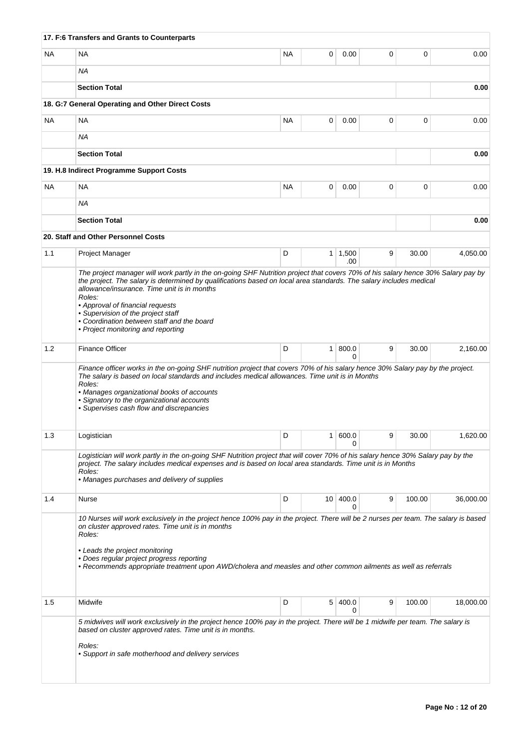| | | | | | | | |
|---|---|---|---|---|---|---|---|
| | **17. F:6 Transfers and Grants to Counterparts** | | | | | | |
| NA | NA | NA | 0 | 0.00 | 0 | 0 | 0.00 |
| | *NA* | | | | | | |
| | **Section Total** | | | | | | **0.00** |
| | **18. G:7 General Operating and Other Direct Costs** | | | | | | |
| NA | NA | NA | 0 | 0.00 | 0 | 0 | 0.00 |
| | *NA* | | | | | | |
| | **Section Total** | | | | | | **0.00** |
| | **19. H.8 Indirect Programme Support Costs** | | | | | | |
| NA | NA | NA | 0 | 0.00 | 0 | 0 | 0.00 |
| | *NA* | | | | | | |
| | **Section Total** | | | | | | **0.00** |
| | **20. Staff and Other Personnel Costs** | | | | | | |
| 1.1 | Project Manager | D | 1 | 1,500.00 | 9 | 30.00 | 4,050.00 |
| | *The project manager will work partly in the on-going SHF Nutrition project that covers 70% of his salary hence 30% Salary pay by the project. The salary is determined by qualifications based on local area standards. The salary includes medical allowance/insurance. Time unit is in months<br>Roles:<br>• Approval of financial requests<br>• Supervision of the project staff<br>• Coordination between staff and the board<br>• Project monitoring and reporting* | | | | | | |
| 1.2 | Finance Officer | D | 1 | 800.00 | 9 | 30.00 | 2,160.00 |
| | *Finance officer works in the on-going SHF nutrition project that covers 70% of his salary hence 30% Salary pay by the project. The salary is based on local standards and includes medical allowances. Time unit is in Months<br>Roles:<br>• Manages organizational books of accounts<br>• Signatory to the organizational accounts<br>• Supervises cash flow and discrepancies* | | | | | | |
| 1.3 | Logistician | D | 1 | 600.00 | 9 | 30.00 | 1,620.00 |
| | *Logistician will work partly in the on-going SHF Nutrition project that will cover 70% of his salary hence 30% Salary pay by the project. The salary includes medical expenses and is based on local area standards. Time unit is in Months<br>Roles:<br>• Manages purchases and delivery of supplies* | | | | | | |
| 1.4 | Nurse | D | 10 | 400.00 | 9 | 100.00 | 36,000.00 |
| | *10 Nurses will work exclusively in the project hence 100% pay in the project. There will be 2 nurses per team. The salary is based on cluster approved rates. Time unit is in months<br>Roles:<br>• Leads the project monitoring<br>• Does regular project progress reporting<br>• Recommends appropriate treatment upon AWD/cholera and measles and other common ailments as well as referrals* | | | | | | |
| 1.5 | Midwife | D | 5 | 400.00 | 9 | 100.00 | 18,000.00 |
| | *5 midwives will work exclusively in the project hence 100% pay in the project. There will be 1 midwife per team. The salary is based on cluster approved rates. Time unit is in months.<br>Roles:<br>• Support in safe motherhood and delivery services* | | | | | | |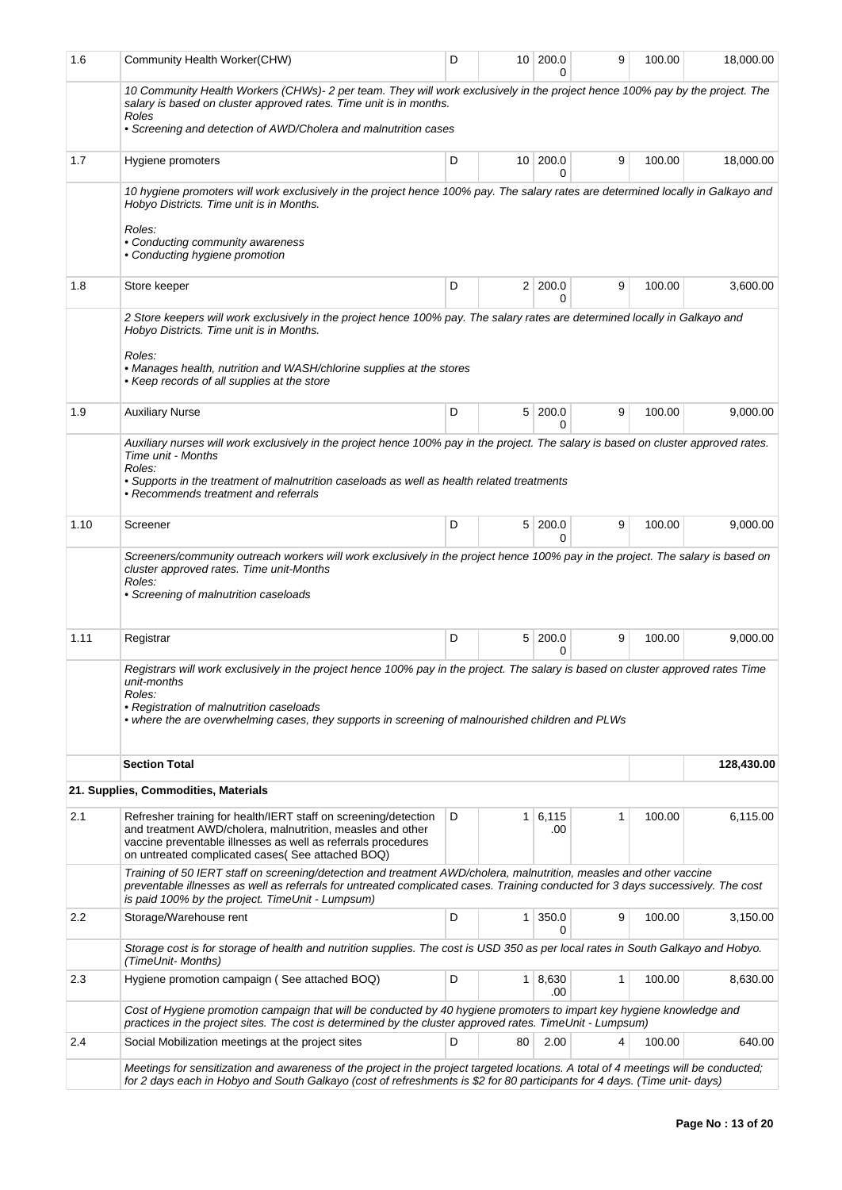| | | | | | | | |
|---|---|---|---|---|---|---|---|
| 1.6 | Community Health Worker(CHW) | D | 10 | 200.00 | 9 | 100.00 | 18,000.00 |
| | *10 Community Health Workers (CHWs)- 2 per team. They will work exclusively in the project hence 100% pay by the project. The salary is based on cluster approved rates. Time unit is in months.*<br>*Roles*<br>*• Screening and detection of AWD/Cholera and malnutrition cases* | | | | | | |
| 1.7 | Hygiene promoters | D | 10 | 200.00 | 9 | 100.00 | 18,000.00 |
| | *10 hygiene promoters will work exclusively in the project hence 100% pay. The salary rates are determined locally in Galkayo and Hobyo Districts. Time unit is in Months.*<br>*Roles:*<br>*• Conducting community awareness*<br>*• Conducting hygiene promotion* | | | | | | |
| 1.8 | Store keeper | D | 2 | 200.00 | 9 | 100.00 | 3,600.00 |
| | *2 Store keepers will work exclusively in the project hence 100% pay. The salary rates are determined locally in Galkayo and Hobyo Districts. Time unit is in Months.*<br>*Roles:*<br>*• Manages health, nutrition and WASH/chlorine supplies at the stores*<br>*• Keep records of all supplies at the store* | | | | | | |
| 1.9 | Auxiliary Nurse | D | 5 | 200.00 | 9 | 100.00 | 9,000.00 |
| | *Auxiliary nurses will work exclusively in the project hence 100% pay in the project. The salary is based on cluster approved rates. Time unit - Months*<br>*Roles:*<br>*• Supports in the treatment of malnutrition caseloads as well as health related treatments*<br>*• Recommends treatment and referrals* | | | | | | |
| 1.10 | Screener | D | 5 | 200.00 | 9 | 100.00 | 9,000.00 |
| | *Screeners/community outreach workers will work exclusively in the project hence 100% pay in the project. The salary is based on cluster approved rates. Time unit-Months*<br>*Roles:*<br>*• Screening of malnutrition caseloads* | | | | | | |
| 1.11 | Registrar | D | 5 | 200.00 | 9 | 100.00 | 9,000.00 |
| | *Registrars will work exclusively in the project hence 100% pay in the project. The salary is based on cluster approved rates Time unit-months*<br>*Roles:*<br>*• Registration of malnutrition caseloads*<br>*• where the are overwhelming cases, they supports in screening of malnourished children and PLWs* | | | | | | |
| | **Section Total** | | | | | | **128,430.00** |
| | **21. Supplies, Commodities, Materials** | | | | | | |
| 2.1 | Refresher training for health/IERT staff on screening/detection and treatment AWD/cholera, malnutrition, measles and other vaccine preventable illnesses as well as referrals procedures on untreated complicated cases( See attached BOQ) | D | 1 | 6,115.00 | 1 | 100.00 | 6,115.00 |
| | *Training of 50 IERT staff on screening/detection and treatment AWD/cholera, malnutrition, measles and other vaccine preventable illnesses as well as referrals for untreated complicated cases. Training conducted for 3 days successively. The cost is paid 100% by the project. TimeUnit - Lumpsum)* | | | | | | |
| 2.2 | Storage/Warehouse rent | D | 1 | 350.00 | 9 | 100.00 | 3,150.00 |
| | *Storage cost is for storage of health and nutrition supplies. The cost is USD 350 as per local rates in South Galkayo and Hobyo. (TimeUnit- Months)* | | | | | | |
| 2.3 | Hygiene promotion campaign ( See attached BOQ) | D | 1 | 8,630.00 | 1 | 100.00 | 8,630.00 |
| | *Cost of Hygiene promotion campaign that will be conducted by 40 hygiene promoters to impart key hygiene knowledge and practices in the project sites. The cost is determined by the cluster approved rates. TimeUnit - Lumpsum)* | | | | | | |
| 2.4 | Social Mobilization meetings at the project sites | D | 80 | 2.00 | 4 | 100.00 | 640.00 |
| | *Meetings for sensitization and awareness of the project in the project targeted locations. A total of 4 meetings will be conducted; for 2 days each in Hobyo and South Galkayo (cost of refreshments is $2 for 80 participants for 4 days. (Time unit- days)* | | | | | | |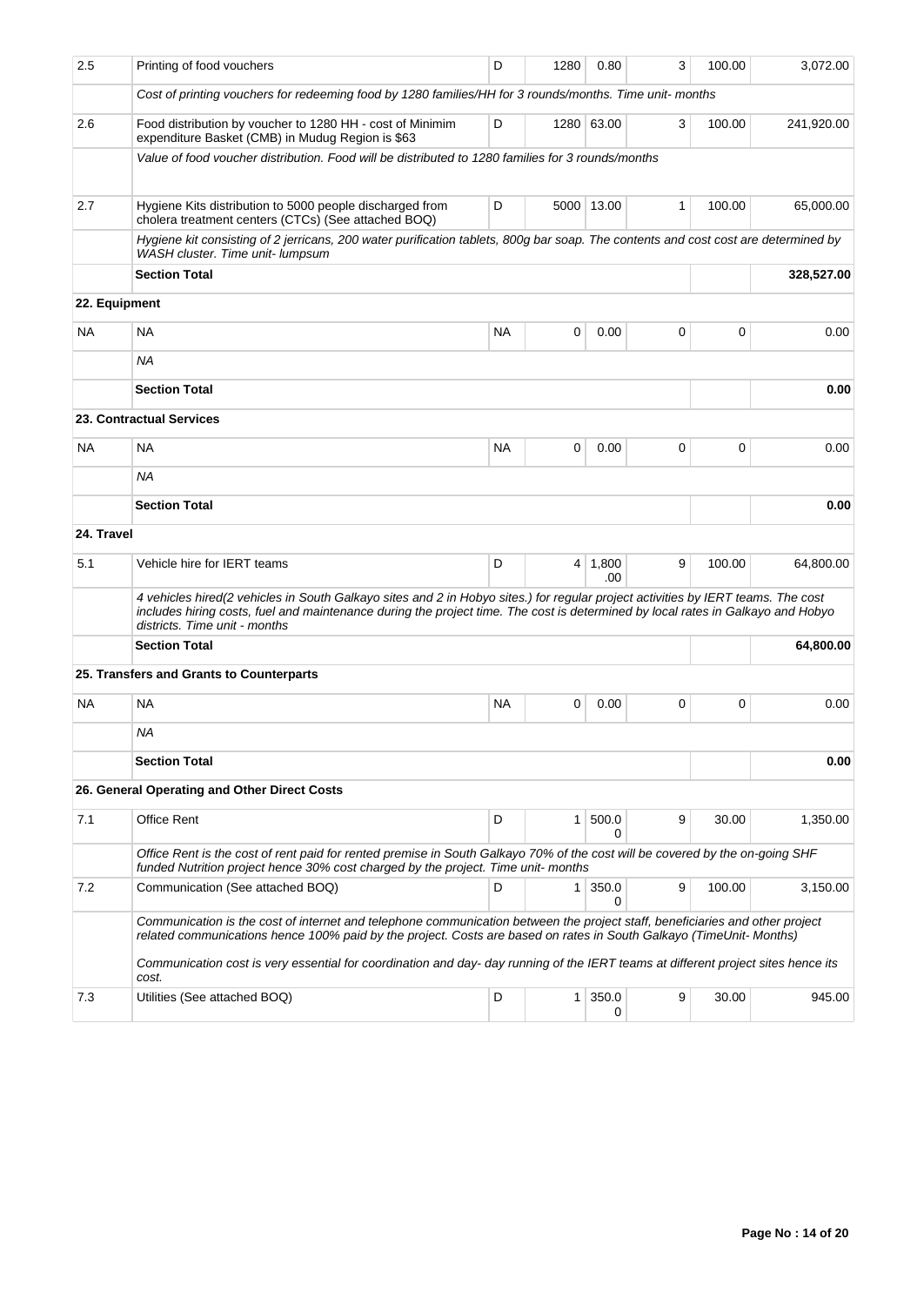| | | | | | | | |
|---|---|---|---|---|---|---|---|
| 2.5 | Printing of food vouchers | D | 1280 | 0.80 | 3 | 100.00 | 3,072.00 |
| | *Cost of printing vouchers for redeeming food by 1280 families/HH for 3 rounds/months. Time unit- months* | | | | | | |
| 2.6 | Food distribution by voucher to 1280 HH - cost of Minimim expenditure Basket (CMB) in Mudug Region is $63 | D | 1280 | 63.00 | 3 | 100.00 | 241,920.00 |
| | *Value of food voucher distribution. Food will be distributed to 1280 families for 3 rounds/months* | | | | | | |
| 2.7 | Hygiene Kits distribution to 5000 people discharged from cholera treatment centers (CTCs) (See attached BOQ) | D | 5000 | 13.00 | 1 | 100.00 | 65,000.00 |
| | *Hygiene kit consisting of 2 jerricans, 200 water purification tablets, 800g bar soap. The contents and cost cost are determined by WASH cluster. Time unit- lumpsum* | | | | | | |
| | **Section Total** | | | | | | **328,527.00** |
| **22. Equipment** | | | | | | | |
| NA | NA | NA | 0 | 0.00 | 0 | 0 | 0.00 |
| | *NA* | | | | | | |
| | **Section Total** | | | | | | **0.00** |
| | **23. Contractual Services** | | | | | | |
| NA | NA | NA | 0 | 0.00 | 0 | 0 | 0.00 |
| | *NA* | | | | | | |
| | **Section Total** | | | | | | **0.00** |
| **24. Travel** | | | | | | | |
| 5.1 | Vehicle hire for IERT teams | D | 4 | 1,800.00 | 9 | 100.00 | 64,800.00 |
| | *4 vehicles hired(2 vehicles in South Galkayo sites and 2 in Hobyo sites.) for regular project activities by IERT teams. The cost includes hiring costs, fuel and maintenance during the project time. The cost is determined by local rates in Galkayo and Hobyo districts. Time unit - months* | | | | | | |
| | **Section Total** | | | | | | **64,800.00** |
| | **25. Transfers and Grants to Counterparts** | | | | | | |
| NA | NA | NA | 0 | 0.00 | 0 | 0 | 0.00 |
| | *NA* | | | | | | |
| | **Section Total** | | | | | | **0.00** |
| | **26. General Operating and Other Direct Costs** | | | | | | |
| 7.1 | Office Rent | D | 1 | 500.00 | 9 | 30.00 | 1,350.00 |
| | *Office Rent is the cost of rent paid for rented premise in South Galkayo 70% of the cost will be covered by the on-going SHF funded Nutrition project hence 30% cost charged by the project. Time unit- months* | | | | | | |
| 7.2 | Communication (See attached BOQ) | D | 1 | 350.00 | 9 | 100.00 | 3,150.00 |
| | *Communication is the cost of internet and telephone communication between the project staff, beneficiaries and other project related communications hence 100% paid by the project. Costs are based on rates in South Galkayo (TimeUnit- Months)*<br><br>*Communication cost is very essential for coordination and day- day running of the IERT teams at different project sites hence its cost.* | | | | | | |
| 7.3 | Utilities (See attached BOQ) | D | 1 | 350.00 | 9 | 30.00 | 945.00 |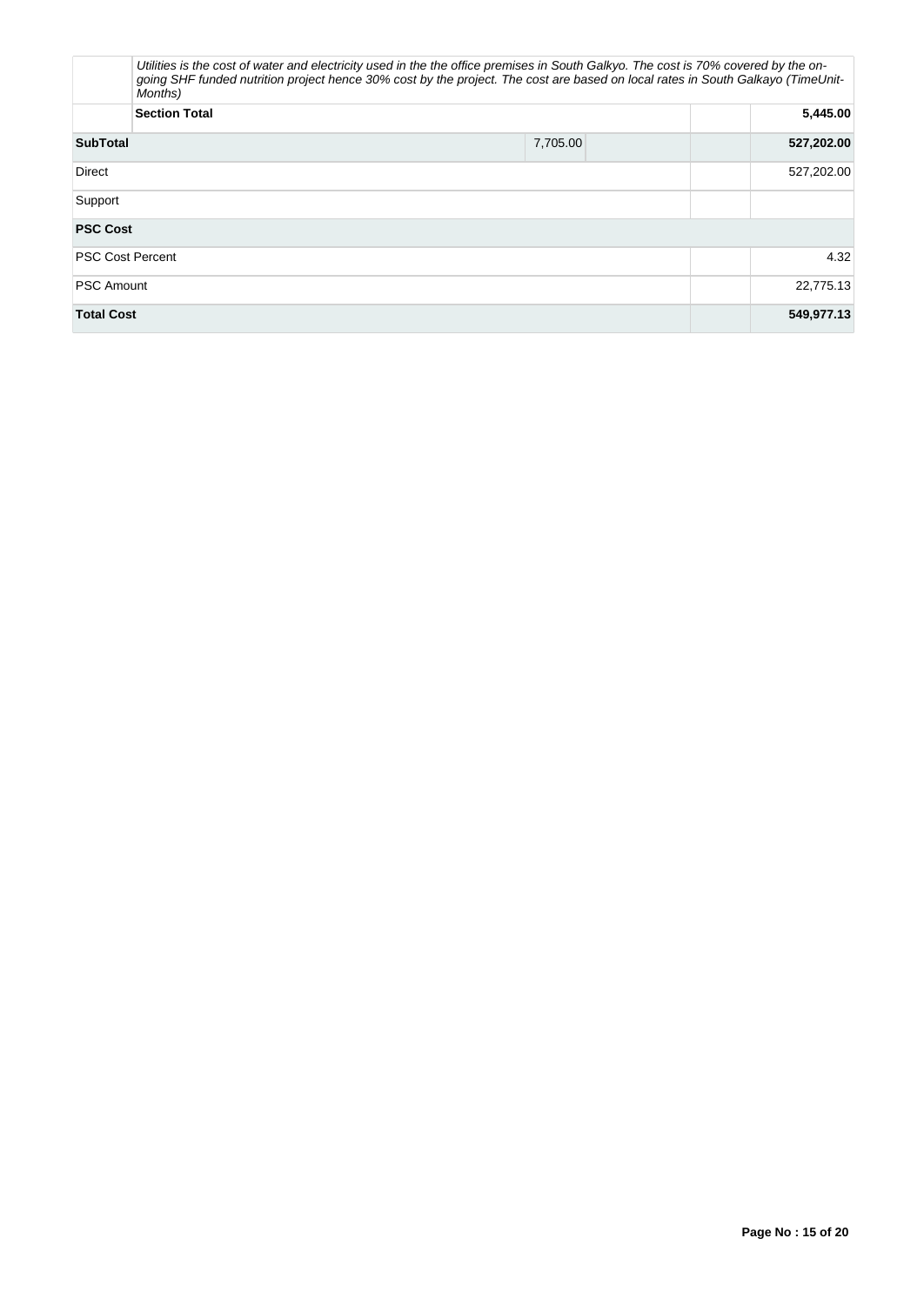| | | | | |
|---|---|---|---|---|
| | *Utilities is the cost of water and electricity used in the the office premises in South Galkyo. The cost is 70% covered by the on-going SHF funded nutrition project hence 30% cost by the project. The cost are based on local rates in South Galkayo (TimeUnit-Months)* | | | |
| | **Section Total** | | | **5,445.00** |
| **SubTotal** | | 7,705.00 | | **527,202.00** |
| Direct | | | | 527,202.00 |
| Support | | | | |
| **PSC Cost** | | | | |
| PSC Cost Percent | | | | 4.32 |
| PSC Amount | | | | 22,775.13 |
| **Total Cost** | | | | **549,977.13** |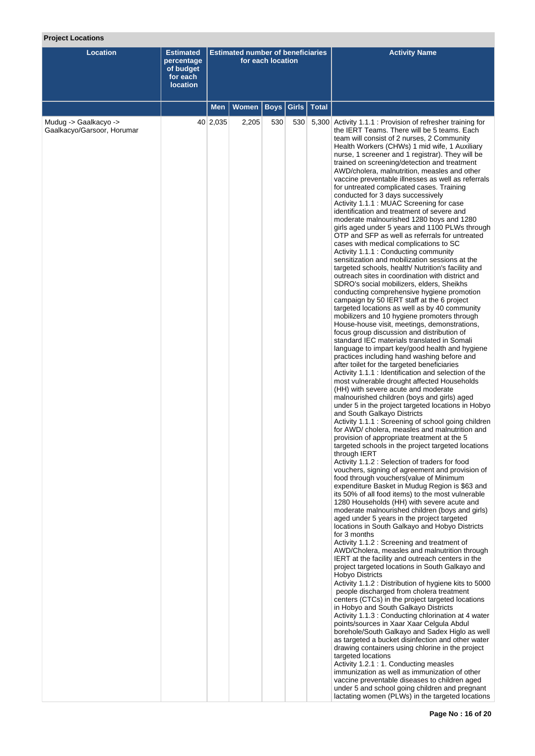**Project Locations**

| Location | Estimated percentage of budget for each location | Estimated number of beneficiaries for each location | | | | | Activity Name |
|---|---|---|---|---|---|---|---|
| | | Men | Women | Boys | Girls | Total | |
| Mudug -> Gaalkacyo -> Gaalkacyo/Garsoor, Horumar | 40 | 2,035 | 2,205 | 530 | 530 | 5,300 | Activity 1.1.1 : Provision of refresher training for the IERT Teams. There will be 5 teams. Each team will consist of 2 nurses, 2 Community Health Workers (CHWs) 1 mid wife, 1 Auxiliary nurse, 1 screener and 1 registrar). They will be trained on screening/detection and treatment AWD/cholera, malnutrition, measles and other vaccine preventable illnesses as well as referrals for untreated complicated cases. Training conducted for 3 days successively<br>Activity 1.1.1 : MUAC Screening for case identification and treatment of severe and moderate malnourished 1280 boys and 1280 girls aged under 5 years and 1100 PLWs through OTP and SFP as well as referrals for untreated cases with medical complications to SC<br>Activity 1.1.1 : Conducting community sensitization and mobilization sessions at the targeted schools, health/ Nutrition's facility and outreach sites in coordination with district and SDRO's social mobilizers, elders, Sheikhs conducting comprehensive hygiene promotion campaign by 50 IERT staff at the 6 project targeted locations as well as by 40 community mobilizers and 10 hygiene promoters through House-house visit, meetings, demonstrations, focus group discussion and distribution of standard IEC materials translated in Somali language to impart key/good health and hygiene practices including hand washing before and after toilet for the targeted beneficiaries<br>Activity 1.1.1 : Identification and selection of the most vulnerable drought affected Households (HH) with severe acute and moderate malnourished children (boys and girls) aged under 5 in the project targeted locations in Hobyo and South Galkayo Districts<br>Activity 1.1.1 : Screening of school going children for AWD/ cholera, measles and malnutrition and provision of appropriate treatment at the 5 targeted schools in the project targeted locations through IERT<br>Activity 1.1.2 : Selection of traders for food vouchers, signing of agreement and provision of food through vouchers(value of Minimum expenditure Basket in Mudug Region is $63 and its 50% of all food items) to the most vulnerable 1280 Households (HH) with severe acute and moderate malnourished children (boys and girls) aged under 5 years in the project targeted locations in South Galkayo and Hobyo Districts for 3 months<br>Activity 1.1.2 : Screening and treatment of AWD/Cholera, measles and malnutrition through IERT at the facility and outreach centers in the project targeted locations in South Galkayo and Hobyo Districts<br>Activity 1.1.2 : Distribution of hygiene kits to 5000 people discharged from cholera treatment centers (CTCs) in the project targeted locations in Hobyo and South Galkayo Districts<br>Activity 1.1.3 : Conducting chlorination at 4 water points/sources in Xaar Xaar Celgula Abdul borehole/South Galkayo and Sadex Higlo as well as targeted a bucket disinfection and other water drawing containers using chlorine in the project targeted locations<br>Activity 1.2.1 : 1. Conducting measles immunization as well as immunization of other vaccine preventable diseases to children aged under 5 and school going children and pregnant lactating women (PLWs) in the targeted locations |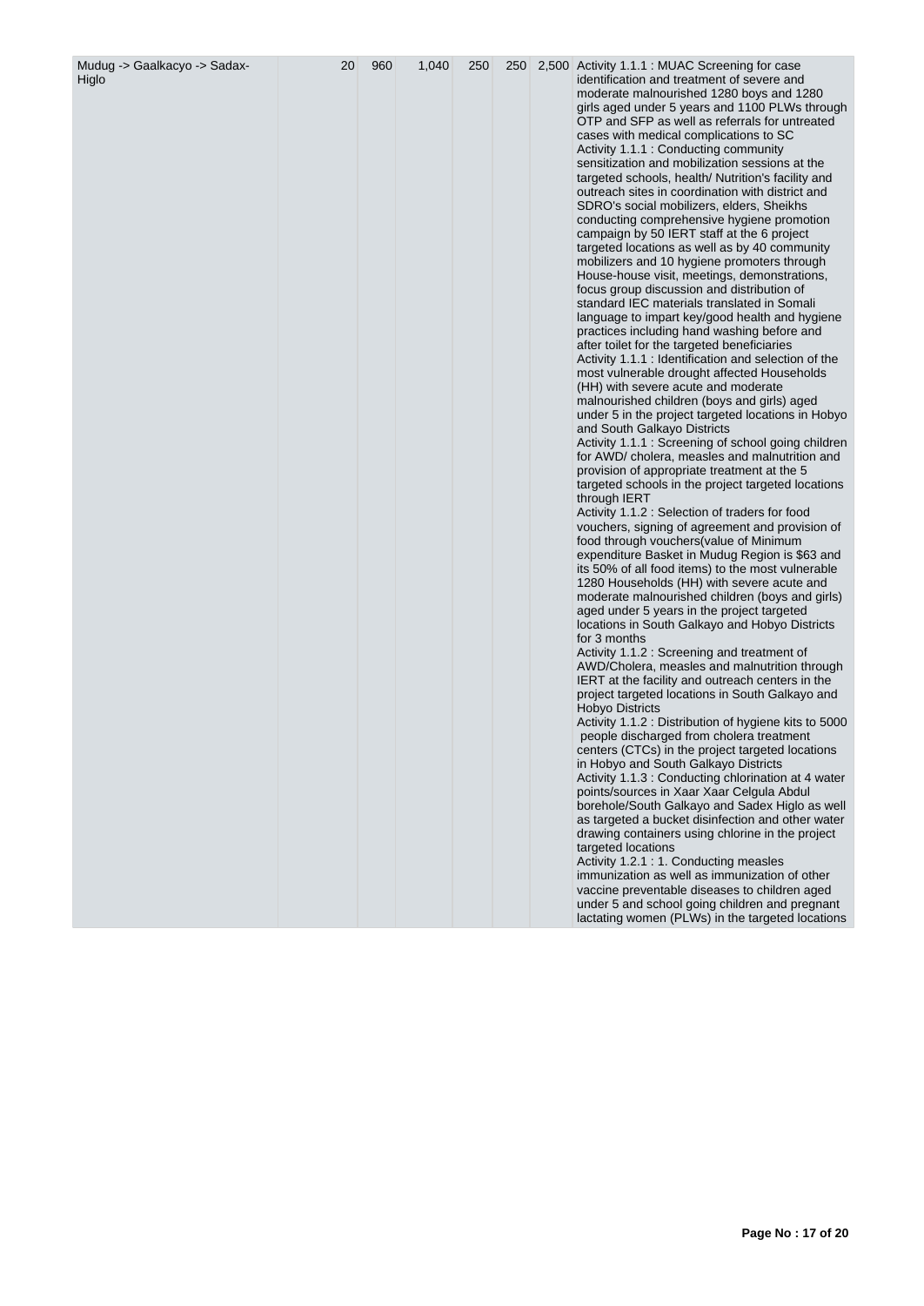| | | | | | | | |
|---|---|---|---|---|---|---|---|
| Mudug -> Gaalkacyo -> Sadax-Higlo | 20 | 960 | 1,040 | 250 | 250 | 2,500 | Activity 1.1.1 : MUAC Screening for case identification and treatment of severe and moderate malnourished 1280 boys and 1280 girls aged under 5 years and 1100 PLWs through OTP and SFP as well as referrals for untreated cases with medical complications to SC<br>Activity 1.1.1 : Conducting community sensitization and mobilization sessions at the targeted schools, health/ Nutrition's facility and outreach sites in coordination with district and SDRO's social mobilizers, elders, Sheikhs conducting comprehensive hygiene promotion campaign by 50 IERT staff at the 6 project targeted locations as well as by 40 community mobilizers and 10 hygiene promoters through House-house visit, meetings, demonstrations, focus group discussion and distribution of standard IEC materials translated in Somali language to impart key/good health and hygiene practices including hand washing before and after toilet for the targeted beneficiaries<br>Activity 1.1.1 : Identification and selection of the most vulnerable drought affected Households (HH) with severe acute and moderate malnourished children (boys and girls) aged under 5 in the project targeted locations in Hobyo and South Galkayo Districts<br>Activity 1.1.1 : Screening of school going children for AWD/ cholera, measles and malnutrition and provision of appropriate treatment at the 5 targeted schools in the project targeted locations through IERT<br>Activity 1.1.2 : Selection of traders for food vouchers, signing of agreement and provision of food through vouchers(value of Minimum expenditure Basket in Mudug Region is $63 and its 50% of all food items) to the most vulnerable 1280 Households (HH) with severe acute and moderate malnourished children (boys and girls) aged under 5 years in the project targeted locations in South Galkayo and Hobyo Districts for 3 months<br>Activity 1.1.2 : Screening and treatment of AWD/Cholera, measles and malnutrition through IERT at the facility and outreach centers in the project targeted locations in South Galkayo and Hobyo Districts<br>Activity 1.1.2 : Distribution of hygiene kits to 5000 people discharged from cholera treatment centers (CTCs) in the project targeted locations in Hobyo and South Galkayo Districts<br>Activity 1.1.3 : Conducting chlorination at 4 water points/sources in Xaar Xaar Celgula Abdul borehole/South Galkayo and Sadex Higlo as well as targeted a bucket disinfection and other water drawing containers using chlorine in the project targeted locations<br>Activity 1.2.1 : 1. Conducting measles immunization as well as immunization of other vaccine preventable diseases to children aged under 5 and school going children and pregnant lactating women (PLWs) in the targeted locations |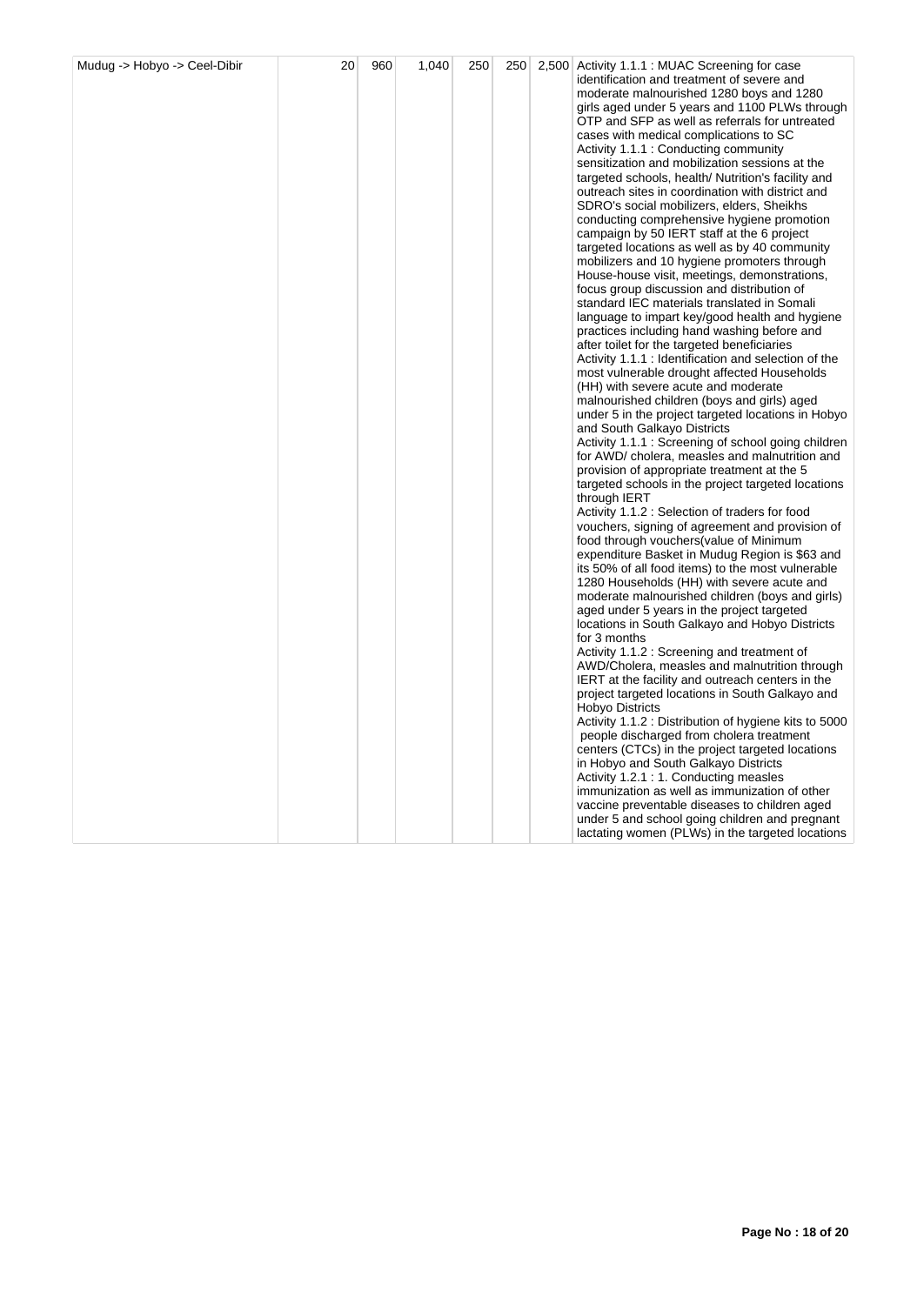| | | | | | | |
|---|---|---|---|---|---|---|
| Mudug -> Hobyo -> Ceel-Dibir | 20 | 960 | 1,040 | 250 | 250 | 2,500 Activity 1.1.1 : MUAC Screening for case identification and treatment of severe and moderate malnourished 1280 boys and 1280 girls aged under 5 years and 1100 PLWs through OTP and SFP as well as referrals for untreated cases with medical complications to SC<br>Activity 1.1.1 : Conducting community sensitization and mobilization sessions at the targeted schools, health/ Nutrition's facility and outreach sites in coordination with district and SDRO's social mobilizers, elders, Sheikhs conducting comprehensive hygiene promotion campaign by 50 IERT staff at the 6 project targeted locations as well as by 40 community mobilizers and 10 hygiene promoters through House-house visit, meetings, demonstrations, focus group discussion and distribution of standard IEC materials translated in Somali language to impart key/good health and hygiene practices including hand washing before and after toilet for the targeted beneficiaries<br>Activity 1.1.1 : Identification and selection of the most vulnerable drought affected Households (HH) with severe acute and moderate malnourished children (boys and girls) aged under 5 in the project targeted locations in Hobyo and South Galkayo Districts<br>Activity 1.1.1 : Screening of school going children for AWD/ cholera, measles and malnutrition and provision of appropriate treatment at the 5 targeted schools in the project targeted locations through IERT<br>Activity 1.1.2 : Selection of traders for food vouchers, signing of agreement and provision of food through vouchers(value of Minimum expenditure Basket in Mudug Region is $63 and its 50% of all food items) to the most vulnerable 1280 Households (HH) with severe acute and moderate malnourished children (boys and girls) aged under 5 years in the project targeted locations in South Galkayo and Hobyo Districts for 3 months<br>Activity 1.1.2 : Screening and treatment of AWD/Cholera, measles and malnutrition through IERT at the facility and outreach centers in the project targeted locations in South Galkayo and Hobyo Districts<br>Activity 1.1.2 : Distribution of hygiene kits to 5000 people discharged from cholera treatment centers (CTCs) in the project targeted locations in Hobyo and South Galkayo Districts<br>Activity 1.2.1 : 1. Conducting measles immunization as well as immunization of other vaccine preventable diseases to children aged under 5 and school going children and pregnant lactating women (PLWs) in the targeted locations |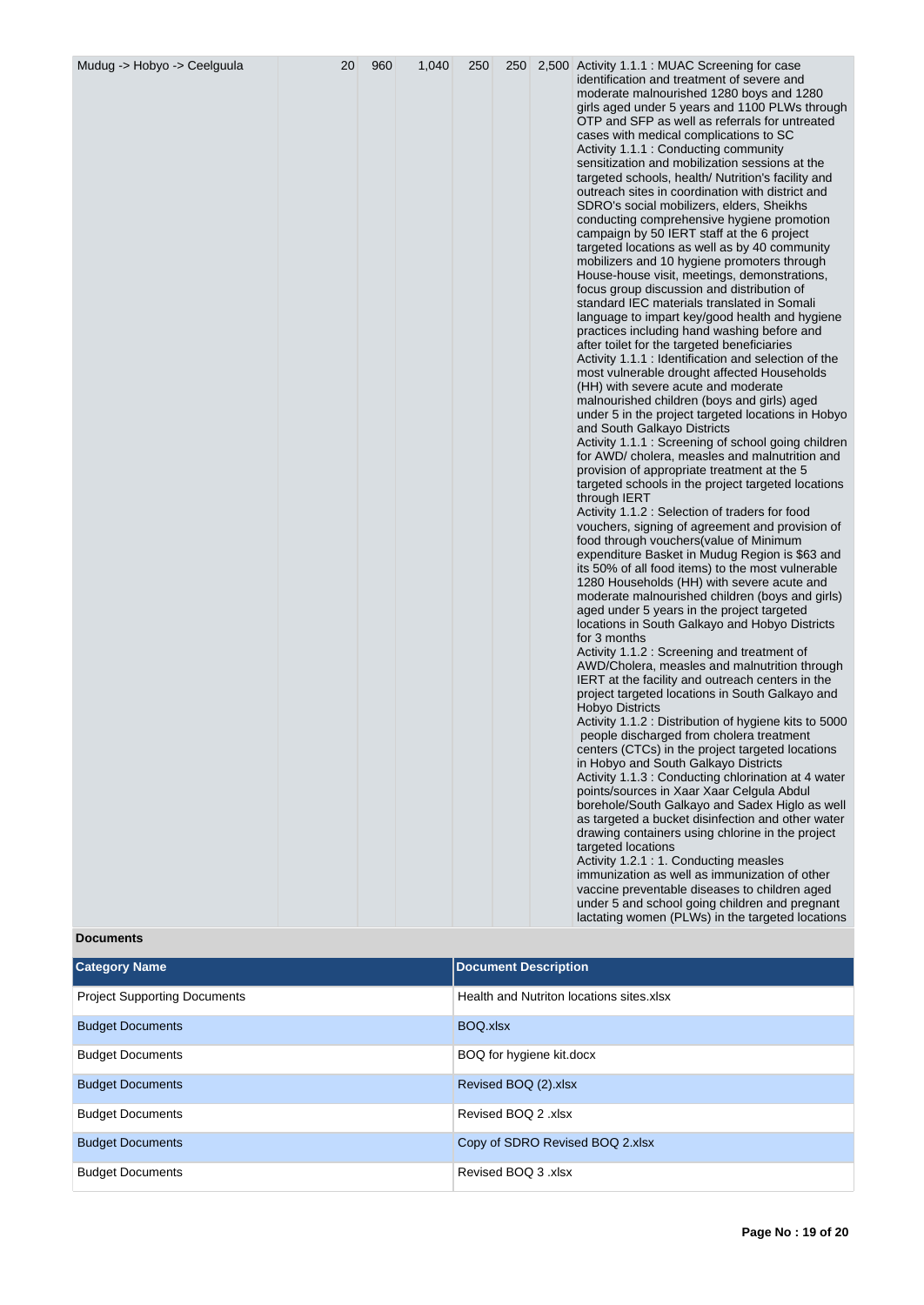| Mudug -> Hobyo -> Ceelguula | 20 | 960 | 1,040 | 250 | 250 | 2,500 | Activity 1.1.1 : MUAC Screening for case identification and treatment of severe and moderate malnourished 1280 boys and 1280 girls aged under 5 years and 1100 PLWs through OTP and SFP as well as referrals for untreated cases with medical complications to SC<br>Activity 1.1.1 : Conducting community sensitization and mobilization sessions at the targeted schools, health/ Nutrition's facility and outreach sites in coordination with district and SDRO's social mobilizers, elders, Sheikhs conducting comprehensive hygiene promotion campaign by 50 IERT staff at the 6 project targeted locations as well as by 40 community mobilizers and 10 hygiene promoters through House-house visit, meetings, demonstrations, focus group discussion and distribution of standard IEC materials translated in Somali language to impart key/good health and hygiene practices including hand washing before and after toilet for the targeted beneficiaries<br>Activity 1.1.1 : Identification and selection of the most vulnerable drought affected Households (HH) with severe acute and moderate malnourished children (boys and girls) aged under 5 in the project targeted locations in Hobyo and South Galkayo Districts<br>Activity 1.1.1 : Screening of school going children for AWD/ cholera, measles and malnutrition and provision of appropriate treatment at the 5 targeted schools in the project targeted locations through IERT<br>Activity 1.1.2 : Selection of traders for food vouchers, signing of agreement and provision of food through vouchers(value of Minimum expenditure Basket in Mudug Region is $63 and its 50% of all food items) to the most vulnerable 1280 Households (HH) with severe acute and moderate malnourished children (boys and girls) aged under 5 years in the project targeted locations in South Galkayo and Hobyo Districts for 3 months<br>Activity 1.1.2 : Screening and treatment of AWD/Cholera, measles and malnutrition through IERT at the facility and outreach centers in the project targeted locations in South Galkayo and Hobyo Districts<br>Activity 1.1.2 : Distribution of hygiene kits to 5000 people discharged from cholera treatment centers (CTCs) in the project targeted locations in Hobyo and South Galkayo Districts<br>Activity 1.1.3 : Conducting chlorination at 4 water points/sources in Xaar Xaar Celgula Abdul borehole/South Galkayo and Sadex Higlo as well as targeted a bucket disinfection and other water drawing containers using chlorine in the project targeted locations<br>Activity 1.2.1 : 1. Conducting measles immunization as well as immunization of other vaccine preventable diseases to children aged under 5 and school going children and pregnant lactating women (PLWs) in the targeted locations |
|---|---|---|---|---|---|---|---|

**Documents**

| Category Name | Document Description |
|---|---|
| Project Supporting Documents | Health and Nutriton locations sites.xlsx |
| Budget Documents | BOQ.xlsx |
| Budget Documents | BOQ for hygiene kit.docx |
| Budget Documents | Revised BOQ (2).xlsx |
| Budget Documents | Revised BOQ 2 .xlsx |
| Budget Documents | Copy of SDRO Revised BOQ 2.xlsx |
| Budget Documents | Revised BOQ 3 .xlsx |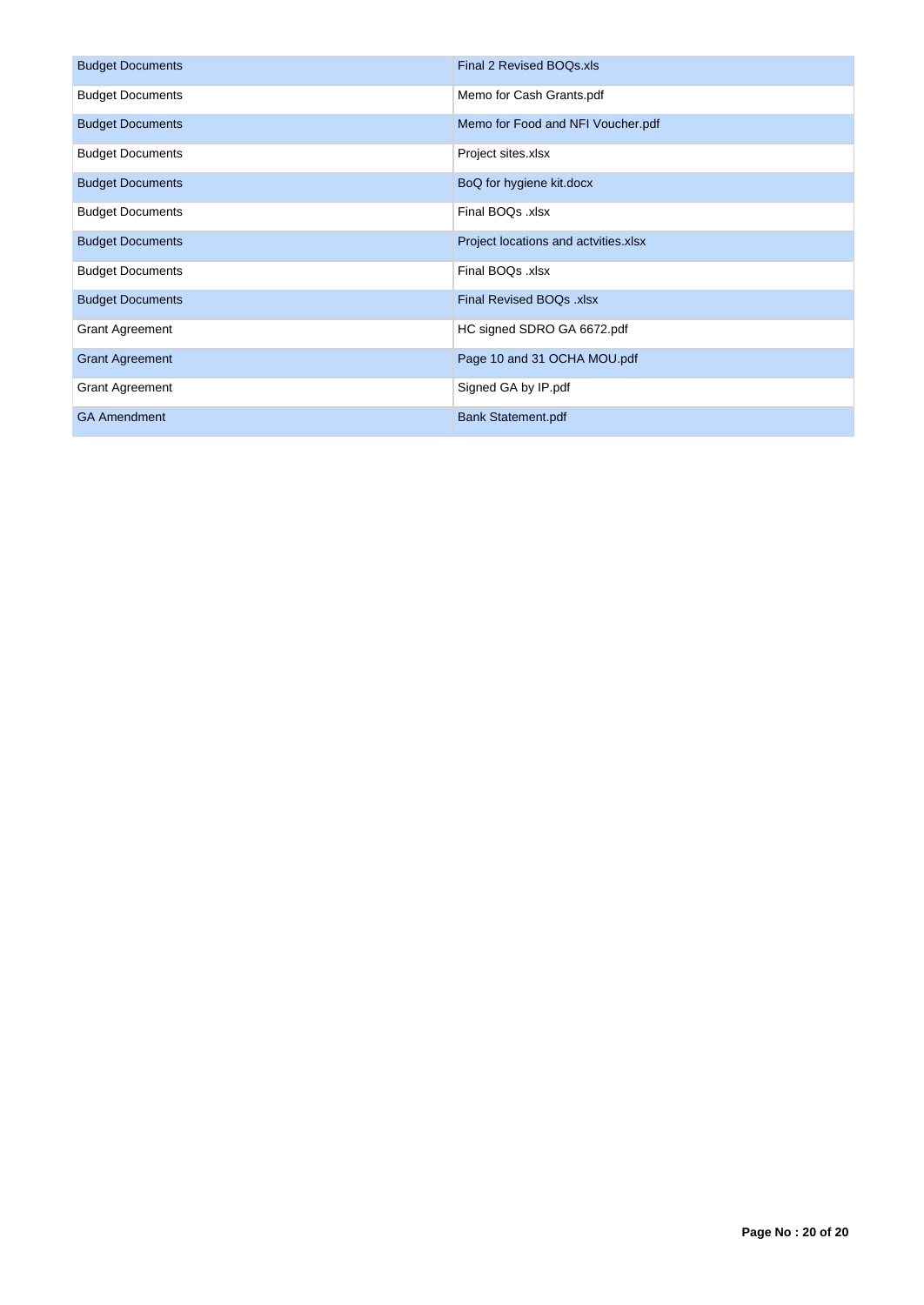| | |
|---|---|
| Budget Documents | Final 2 Revised BOQs.xls |
| Budget Documents | Memo for Cash Grants.pdf |
| Budget Documents | Memo for Food and NFI Voucher.pdf |
| Budget Documents | Project sites.xlsx |
| Budget Documents | BoQ for hygiene kit.docx |
| Budget Documents | Final BOQs .xlsx |
| Budget Documents | Project locations and actvities.xlsx |
| Budget Documents | Final BOQs .xlsx |
| Budget Documents | Final Revised BOQs .xlsx |
| Grant Agreement | HC signed SDRO GA 6672.pdf |
| Grant Agreement | Page 10 and 31 OCHA MOU.pdf |
| Grant Agreement | Signed GA by IP.pdf |
| GA Amendment | Bank Statement.pdf |